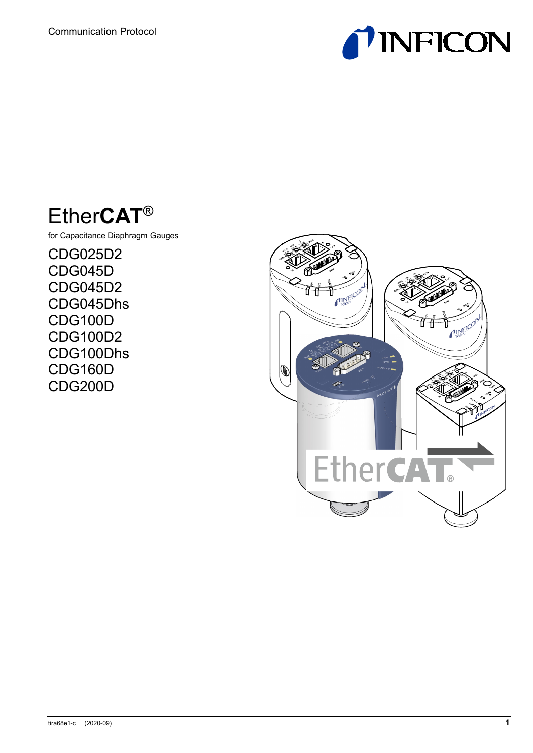Communication Protocol

# EtherCAT®

for Capacitance Diaphragm Gauges

CDG025D2
CDG045D
CDG045D2
CDG045Dhs
CDG100D
CDG100D2
CDG100Dhs
CDG160D
CDG200D

tira68e1-c (2020-09)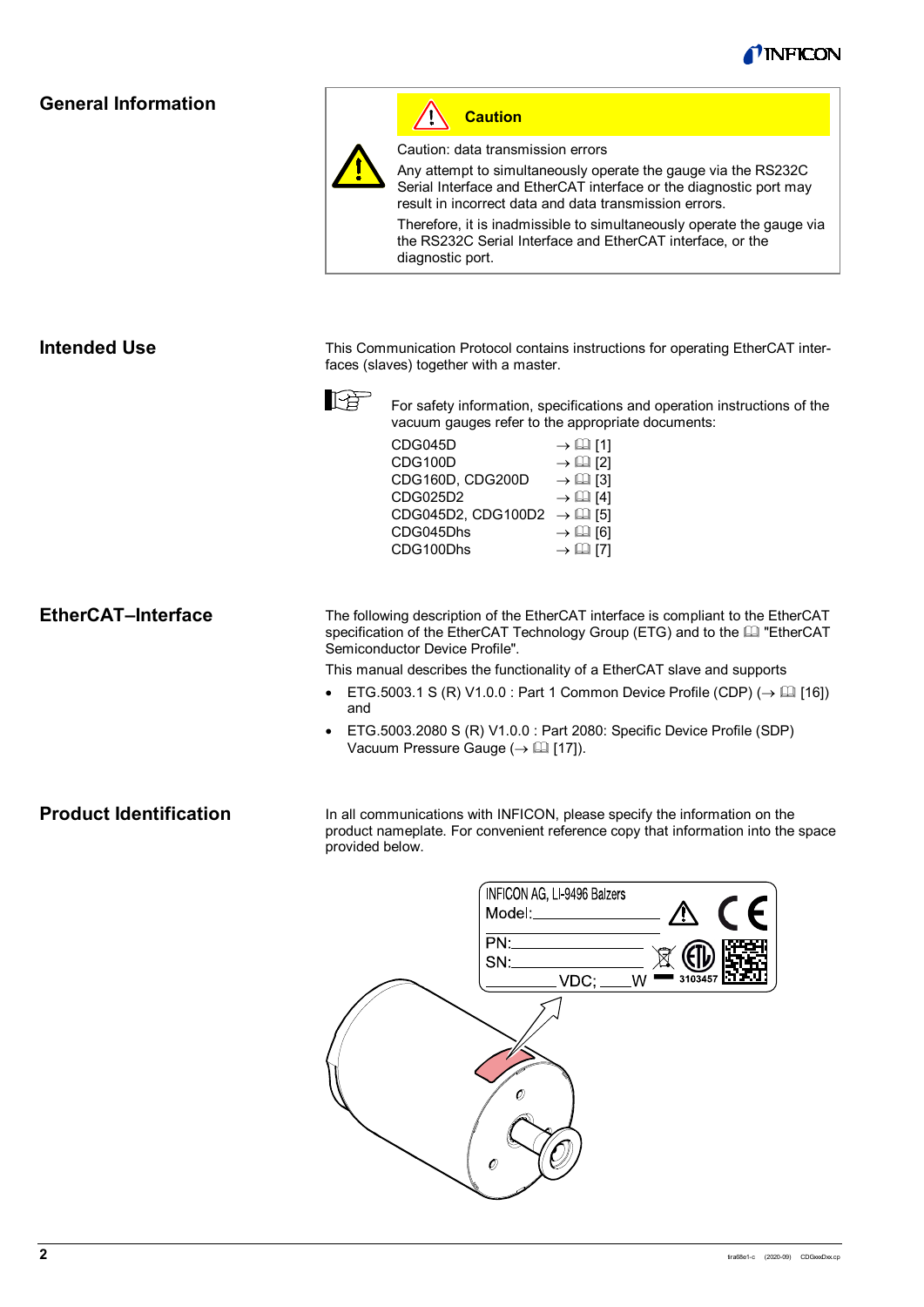## General Information

> **Caution**
>
> Caution: data transmission errors
>
> Any attempt to simultaneously operate the gauge via the RS232C Serial Interface and EtherCAT interface or the diagnostic port may result in incorrect data and data transmission errors.
>
> Therefore, it is inadmissible to simultaneously operate the gauge via the RS232C Serial Interface and EtherCAT interface, or the diagnostic port.

## Intended Use

This Communication Protocol contains instructions for operating EtherCAT interfaces (slaves) together with a master.

For safety information, specifications and operation instructions of the vacuum gauges refer to the appropriate documents:

| | |
|---|---|
| CDG045D | → 📖 [1] |
| CDG100D | → 📖 [2] |
| CDG160D, CDG200D | → 📖 [3] |
| CDG025D2 | → 📖 [4] |
| CDG045D2, CDG100D2 | → 📖 [5] |
| CDG045Dhs | → 📖 [6] |
| CDG100Dhs | → 📖 [7] |

## EtherCAT–Interface

The following description of the EtherCAT interface is compliant to the EtherCAT specification of the EtherCAT Technology Group (ETG) and to the 📖 "EtherCAT Semiconductor Device Profile".

This manual describes the functionality of a EtherCAT slave and supports

- ETG.5003.1 S (R) V1.0.0 : Part 1 Common Device Profile (CDP) (→ 📖 [16]) and
- ETG.5003.2080 S (R) V1.0.0 : Part 2080: Specific Device Profile (SDP) Vacuum Pressure Gauge (→ 📖 [17]).

## Product Identification

In all communications with INFICON, please specify the information on the product nameplate. For convenient reference copy that information into the space provided below.

INFICON AG, LI-9496 Balzers
Model:
PN:
SN:
VDC; W
3103457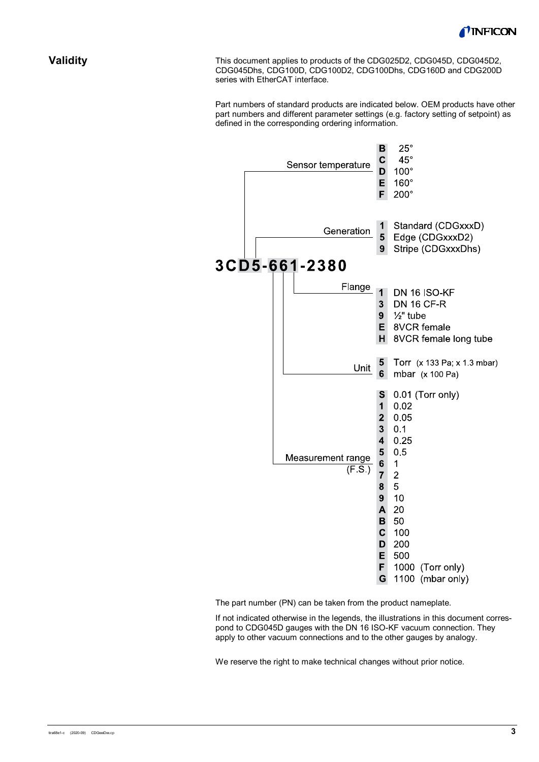## Validity

This document applies to products of the CDG025D2, CDG045D, CDG045D2, CDG045Dhs, CDG100D, CDG100D2, CDG100Dhs, CDG160D and CDG200D series with EtherCAT interface.

Part numbers of standard products are indicated below. OEM products have other part numbers and different parameter settings (e.g. factory setting of setpoint) as defined in the corresponding ordering information.

**3CD5-661-2380**

**Sensor temperature**

| Code | Value |
|---|---|
| B | 25° |
| C | 45° |
| D | 100° |
| E | 160° |
| F | 200° |

**Generation**

| Code | Value |
|---|---|
| 1 | Standard (CDGxxxD) |
| 5 | Edge (CDGxxxD2) |
| 9 | Stripe (CDGxxxDhs) |

**Flange**

| Code | Value |
|---|---|
| 1 | DN 16 ISO-KF |
| 3 | DN 16 CF-R |
| 9 | ½" tube |
| E | 8VCR female |
| H | 8VCR female long tube |

**Unit**

| Code | Value |
|---|---|
| 5 | Torr (x 133 Pa; x 1.3 mbar) |
| 6 | mbar (x 100 Pa) |

**Measurement range (F.S.)**

| Code | Value |
|---|---|
| S | 0.01 (Torr only) |
| 1 | 0.02 |
| 2 | 0.05 |
| 3 | 0.1 |
| 4 | 0.25 |
| 5 | 0.5 |
| 6 | 1 |
| 7 | 2 |
| 8 | 5 |
| 9 | 10 |
| A | 20 |
| B | 50 |
| C | 100 |
| D | 200 |
| E | 500 |
| F | 1000 (Torr only) |
| G | 1100 (mbar only) |

The part number (PN) can be taken from the product nameplate.

If not indicated otherwise in the legends, the illustrations in this document correspond to CDG045D gauges with the DN 16 ISO-KF vacuum connection. They apply to other vacuum connections and to the other gauges by analogy.

We reserve the right to make technical changes without prior notice.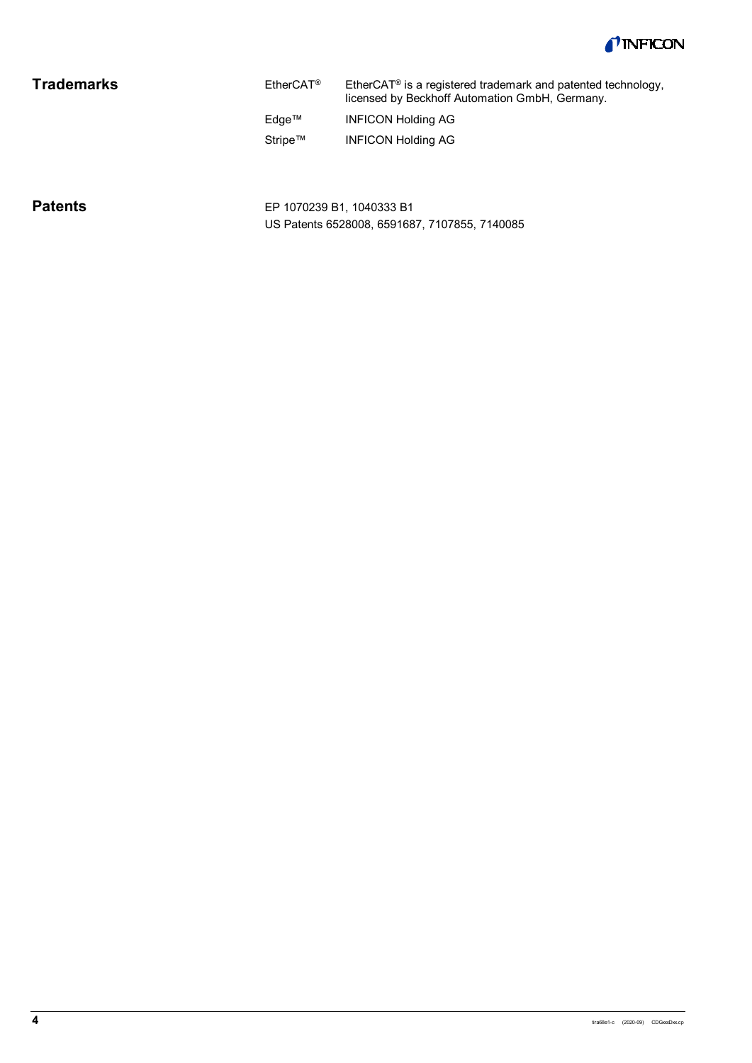## Trademarks

| | |
|---|---|
| EtherCAT® | EtherCAT® is a registered trademark and patented technology, licensed by Beckhoff Automation GmbH, Germany. |
| Edge™ | INFICON Holding AG |
| Stripe™ | INFICON Holding AG |

## Patents

EP 1070239 B1, 1040333 B1

US Patents 6528008, 6591687, 7107855, 7140085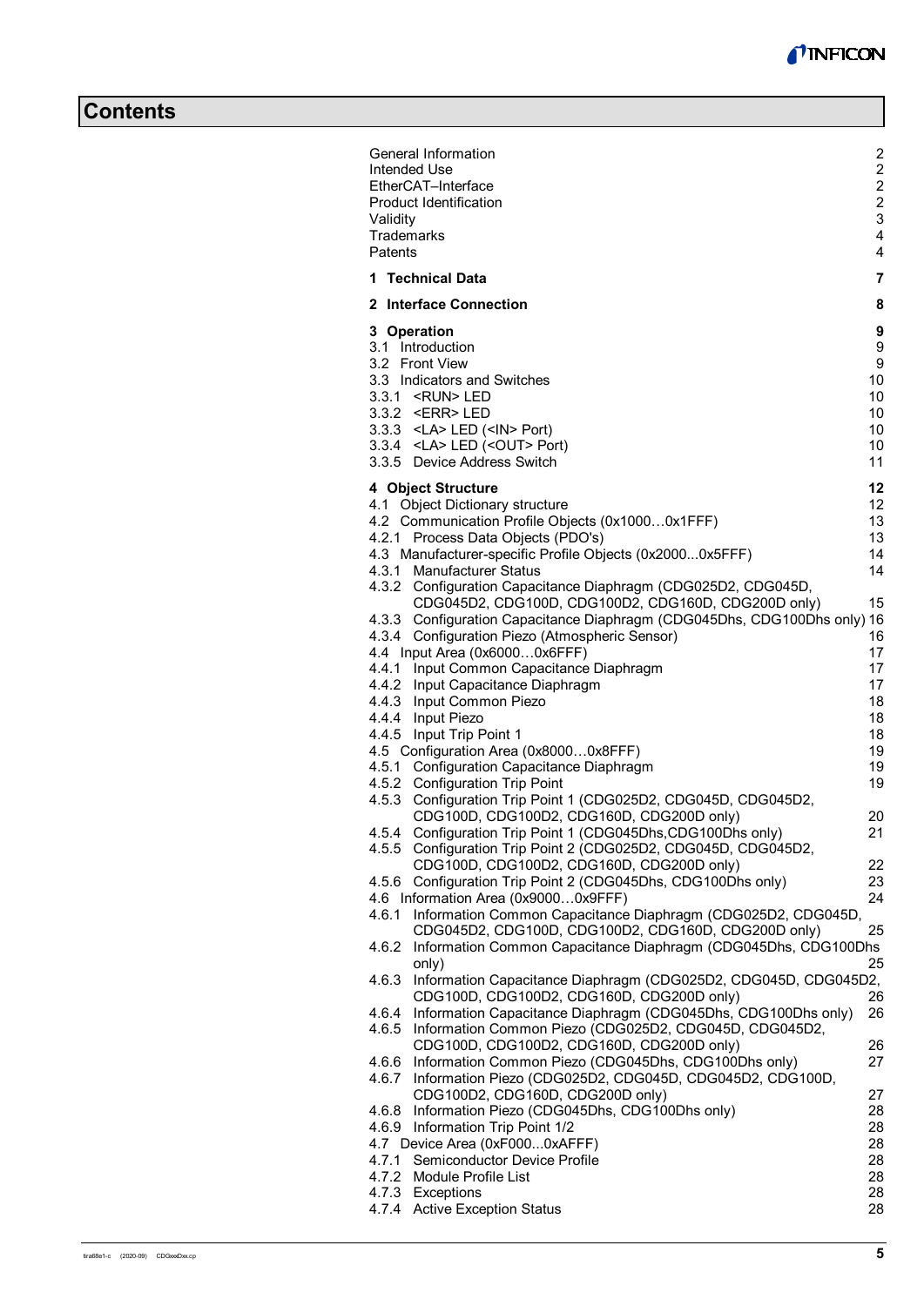# Contents

| | |
|---|---|
| General Information | 2 |
| Intended Use | 2 |
| EtherCAT–Interface | 2 |
| Product Identification | 2 |
| Validity | 3 |
| Trademarks | 4 |
| Patents | 4 |
| **1 Technical Data** | **7** |
| **2 Interface Connection** | **8** |
| **3 Operation** | **9** |
| 3.1 Introduction | 9 |
| 3.2 Front View | 9 |
| 3.3 Indicators and Switches | 10 |
| 3.3.1 <RUN> LED | 10 |
| 3.3.2 <ERR> LED | 10 |
| 3.3.3 <LA> LED (<IN> Port) | 10 |
| 3.3.4 <LA> LED (<OUT> Port) | 10 |
| 3.3.5 Device Address Switch | 11 |
| **4 Object Structure** | **12** |
| 4.1 Object Dictionary structure | 12 |
| 4.2 Communication Profile Objects (0x1000…0x1FFF) | 13 |
| 4.2.1 Process Data Objects (PDO's) | 13 |
| 4.3 Manufacturer-specific Profile Objects (0x2000...0x5FFF) | 14 |
| 4.3.1 Manufacturer Status | 14 |
| 4.3.2 Configuration Capacitance Diaphragm (CDG025D2, CDG045D, CDG045D2, CDG100D, CDG100D2, CDG160D, CDG200D only) | 15 |
| 4.3.3 Configuration Capacitance Diaphragm (CDG045Dhs, CDG100Dhs only) | 16 |
| 4.3.4 Configuration Piezo (Atmospheric Sensor) | 16 |
| 4.4 Input Area (0x6000…0x6FFF) | 17 |
| 4.4.1 Input Common Capacitance Diaphragm | 17 |
| 4.4.2 Input Capacitance Diaphragm | 17 |
| 4.4.3 Input Common Piezo | 18 |
| 4.4.4 Input Piezo | 18 |
| 4.4.5 Input Trip Point 1 | 18 |
| 4.5 Configuration Area (0x8000…0x8FFF) | 19 |
| 4.5.1 Configuration Capacitance Diaphragm | 19 |
| 4.5.2 Configuration Trip Point | 19 |
| 4.5.3 Configuration Trip Point 1 (CDG025D2, CDG045D, CDG045D2, CDG100D, CDG100D2, CDG160D, CDG200D only) | 20 |
| 4.5.4 Configuration Trip Point 1 (CDG045Dhs,CDG100Dhs only) | 21 |
| 4.5.5 Configuration Trip Point 2 (CDG025D2, CDG045D, CDG045D2, CDG100D, CDG100D2, CDG160D, CDG200D only) | 22 |
| 4.5.6 Configuration Trip Point 2 (CDG045Dhs, CDG100Dhs only) | 23 |
| 4.6 Information Area (0x9000…0x9FFF) | 24 |
| 4.6.1 Information Common Capacitance Diaphragm (CDG025D2, CDG045D, CDG045D2, CDG100D, CDG100D2, CDG160D, CDG200D only) | 25 |
| 4.6.2 Information Common Capacitance Diaphragm (CDG045Dhs, CDG100Dhs only) | 25 |
| 4.6.3 Information Capacitance Diaphragm (CDG025D2, CDG045D, CDG045D2, CDG100D, CDG100D2, CDG160D, CDG200D only) | 26 |
| 4.6.4 Information Capacitance Diaphragm (CDG045Dhs, CDG100Dhs only) | 26 |
| 4.6.5 Information Common Piezo (CDG025D2, CDG045D, CDG045D2, CDG100D, CDG100D2, CDG160D, CDG200D only) | 26 |
| 4.6.6 Information Common Piezo (CDG045Dhs, CDG100Dhs only) | 27 |
| 4.6.7 Information Piezo (CDG025D2, CDG045D, CDG045D2, CDG100D, CDG100D2, CDG160D, CDG200D only) | 27 |
| 4.6.8 Information Piezo (CDG045Dhs, CDG100Dhs only) | 28 |
| 4.6.9 Information Trip Point 1/2 | 28 |
| 4.7 Device Area (0xF000...0xAFFF) | 28 |
| 4.7.1 Semiconductor Device Profile | 28 |
| 4.7.2 Module Profile List | 28 |
| 4.7.3 Exceptions | 28 |
| 4.7.4 Active Exception Status | 28 |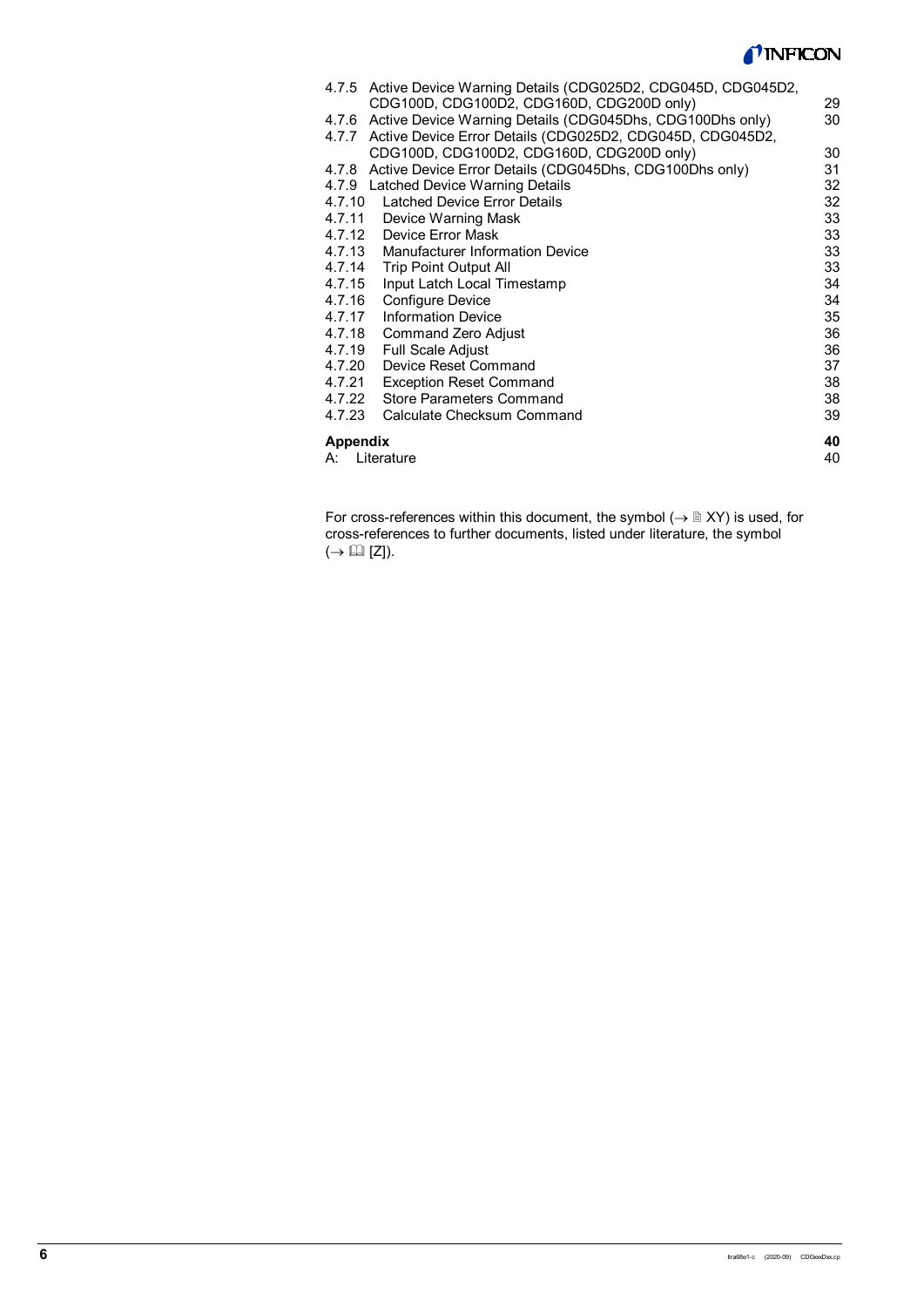4.7.5 Active Device Warning Details (CDG025D2, CDG045D, CDG045D2, CDG100D, CDG100D2, CDG160D, CDG200D only) 29
4.7.6 Active Device Warning Details (CDG045Dhs, CDG100Dhs only) 30
4.7.7 Active Device Error Details (CDG025D2, CDG045D, CDG045D2, CDG100D, CDG100D2, CDG160D, CDG200D only) 30
4.7.8 Active Device Error Details (CDG045Dhs, CDG100Dhs only) 31
4.7.9 Latched Device Warning Details 32
4.7.10 Latched Device Error Details 32
4.7.11 Device Warning Mask 33
4.7.12 Device Error Mask 33
4.7.13 Manufacturer Information Device 33
4.7.14 Trip Point Output All 33
4.7.15 Input Latch Local Timestamp 34
4.7.16 Configure Device 34
4.7.17 Information Device 35
4.7.18 Command Zero Adjust 36
4.7.19 Full Scale Adjust 36
4.7.20 Device Reset Command 37
4.7.21 Exception Reset Command 38
4.7.22 Store Parameters Command 38
4.7.23 Calculate Checksum Command 39

**Appendix** **40**
A: Literature 40

For cross-references within this document, the symbol (→ 🗎 XY) is used, for cross-references to further documents, listed under literature, the symbol (→ 🕮 [Z]).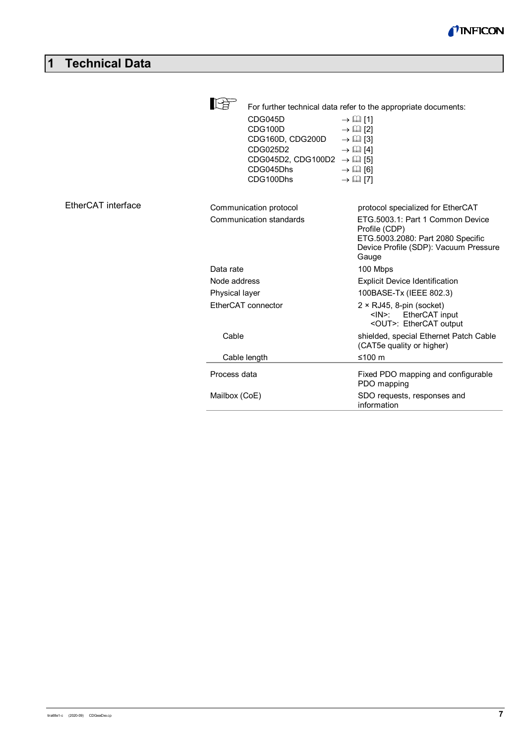# 1 Technical Data

For further technical data refer to the appropriate documents:

| | |
|---|---|
| CDG045D | → 🕮 [1] |
| CDG100D | → 🕮 [2] |
| CDG160D, CDG200D | → 🕮 [3] |
| CDG025D2 | → 🕮 [4] |
| CDG045D2, CDG100D2 | → 🕮 [5] |
| CDG045Dhs | → 🕮 [6] |
| CDG100Dhs | → 🕮 [7] |

**EtherCAT interface**

| | |
|---|---|
| Communication protocol | protocol specialized for EtherCAT |
| Communication standards | ETG.5003.1: Part 1 Common Device Profile (CDP)<br>ETG.5003.2080: Part 2080 Specific Device Profile (SDP): Vacuum Pressure Gauge |
| Data rate | 100 Mbps |
| Node address | Explicit Device Identification |
| Physical layer | 100BASE-Tx (IEEE 802.3) |
| EtherCAT connector | 2 × RJ45, 8-pin (socket)<br><IN>: EtherCAT input<br><OUT>: EtherCAT output |
| Cable | shielded, special Ethernet Patch Cable (CAT5e quality or higher) |
| Cable length | ≤100 m |
| Process data | Fixed PDO mapping and configurable PDO mapping |
| Mailbox (CoE) | SDO requests, responses and information |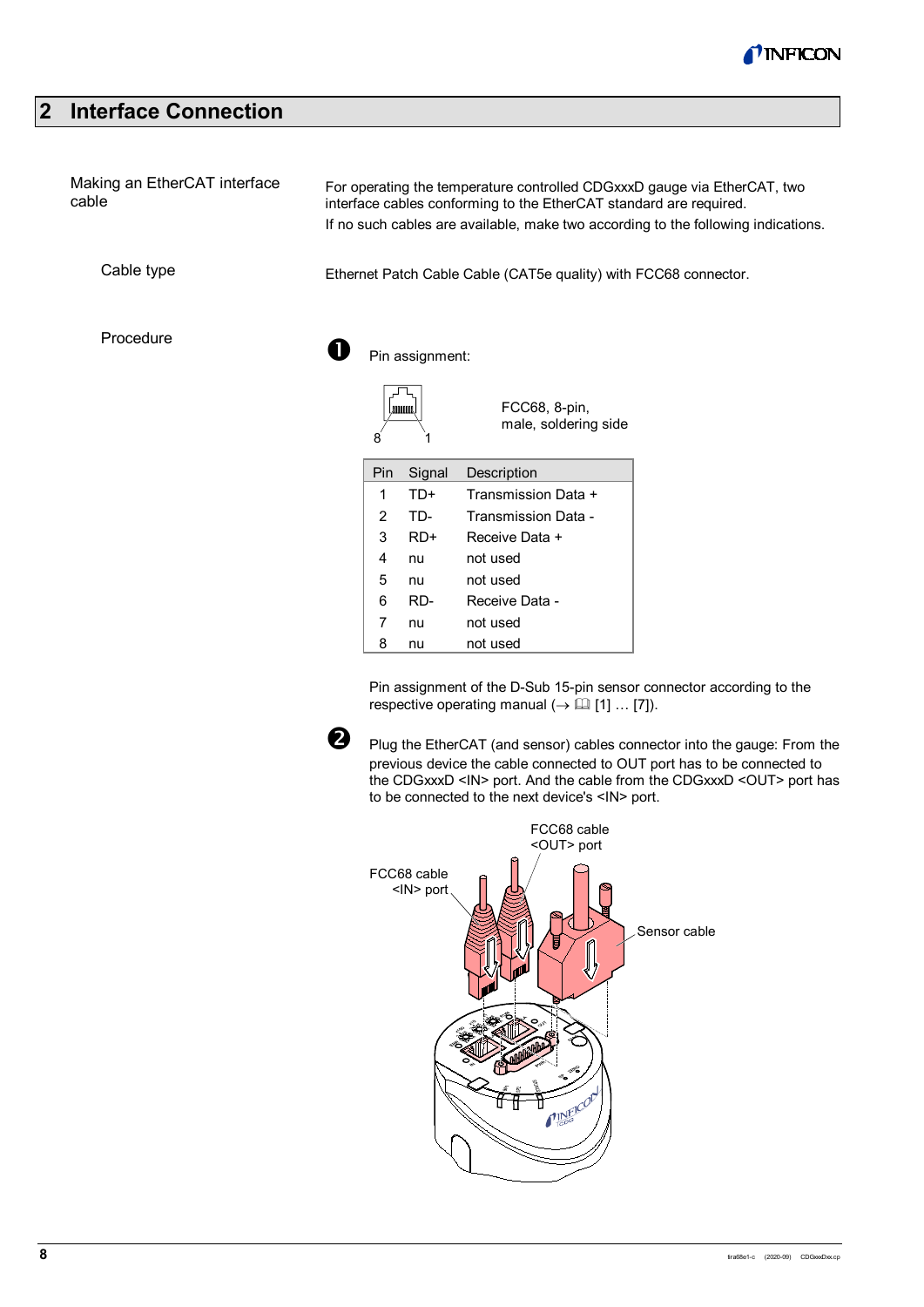# 2 Interface Connection

**Making an EtherCAT interface cable**

For operating the temperature controlled CDGxxxD gauge via EtherCAT, two interface cables conforming to the EtherCAT standard are required.

If no such cables are available, make two according to the following indications.

**Cable type**

Ethernet Patch Cable Cable (CAT5e quality) with FCC68 connector.

**Procedure**

❶ Pin assignment:

8 1

FCC68, 8-pin, male, soldering side

| Pin | Signal | Description |
|---|---|---|
| 1 | TD+ | Transmission Data + |
| 2 | TD- | Transmission Data - |
| 3 | RD+ | Receive Data + |
| 4 | nu | not used |
| 5 | nu | not used |
| 6 | RD- | Receive Data - |
| 7 | nu | not used |
| 8 | nu | not used |

Pin assignment of the D-Sub 15-pin sensor connector according to the respective operating manual (→ 📖 [1] … [7]).

❷ Plug the EtherCAT (and sensor) cables connector into the gauge: From the previous device the cable connected to OUT port has to be connected to the CDGxxxD <IN> port. And the cable from the CDGxxxD <OUT> port has to be connected to the next device's <IN> port.

FCC68 cable <OUT> port

FCC68 cable <IN> port

Sensor cable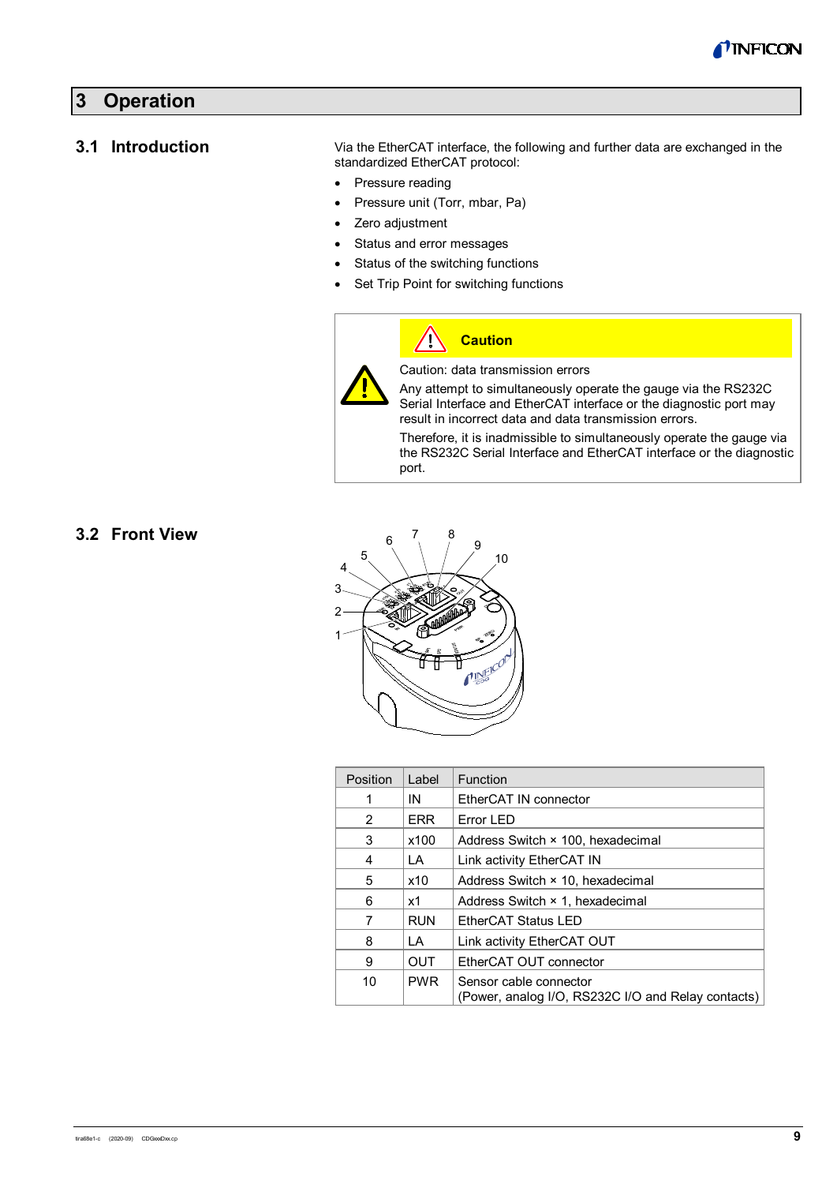# 3 Operation

## 3.1 Introduction

Via the EtherCAT interface, the following and further data are exchanged in the standardized EtherCAT protocol:

- Pressure reading
- Pressure unit (Torr, mbar, Pa)
- Zero adjustment
- Status and error messages
- Status of the switching functions
- Set Trip Point for switching functions

> **Caution**
>
> Caution: data transmission errors
>
> Any attempt to simultaneously operate the gauge via the RS232C Serial Interface and EtherCAT interface or the diagnostic port may result in incorrect data and data transmission errors.
>
> Therefore, it is inadmissible to simultaneously operate the gauge via the RS232C Serial Interface and EtherCAT interface or the diagnostic port.

## 3.2 Front View

| Position | Label | Function |
|---|---|---|
| 1 | IN | EtherCAT IN connector |
| 2 | ERR | Error LED |
| 3 | x100 | Address Switch × 100, hexadecimal |
| 4 | LA | Link activity EtherCAT IN |
| 5 | x10 | Address Switch × 10, hexadecimal |
| 6 | x1 | Address Switch × 1, hexadecimal |
| 7 | RUN | EtherCAT Status LED |
| 8 | LA | Link activity EtherCAT OUT |
| 9 | OUT | EtherCAT OUT connector |
| 10 | PWR | Sensor cable connector (Power, analog I/O, RS232C I/O and Relay contacts) |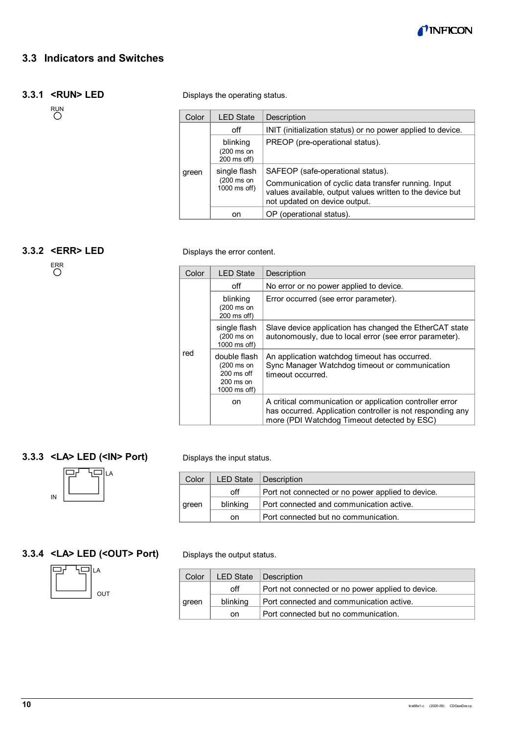## 3.3 Indicators and Switches

### 3.3.1 <RUN> LED

RUN

Displays the operating status.

| Color | LED State | Description |
|---|---|---|
| green | off | INIT (initialization status) or no power applied to device. |
| | blinking (200 ms on 200 ms off) | PREOP (pre-operational status). |
| | single flash (200 ms on 1000 ms off) | SAFEOP (safe-operational status). Communication of cyclic data transfer running. Input values available, output values written to the device but not updated on device output. |
| | on | OP (operational status). |

### 3.3.2 <ERR> LED

ERR

Displays the error content.

| Color | LED State | Description |
|---|---|---|
| red | off | No error or no power applied to device. |
| | blinking (200 ms on 200 ms off) | Error occurred (see error parameter). |
| | single flash (200 ms on 1000 ms off) | Slave device application has changed the EtherCAT state autonomously, due to local error (see error parameter). |
| | double flash (200 ms on 200 ms off 200 ms on 1000 ms off) | An application watchdog timeout has occurred. Sync Manager Watchdog timeout or communication timeout occurred. |
| | on | A critical communication or application controller error has occurred. Application controller is not responding any more (PDI Watchdog Timeout detected by ESC) |

### 3.3.3 <LA> LED (<IN> Port)

LA

IN

Displays the input status.

| Color | LED State | Description |
|---|---|---|
| green | off | Port not connected or no power applied to device. |
| | blinking | Port connected and communication active. |
| | on | Port connected but no communication. |

### 3.3.4 <LA> LED (<OUT> Port)

LA

OUT

Displays the output status.

| Color | LED State | Description |
|---|---|---|
| green | off | Port not connected or no power applied to device. |
| | blinking | Port connected and communication active. |
| | on | Port connected but no communication. |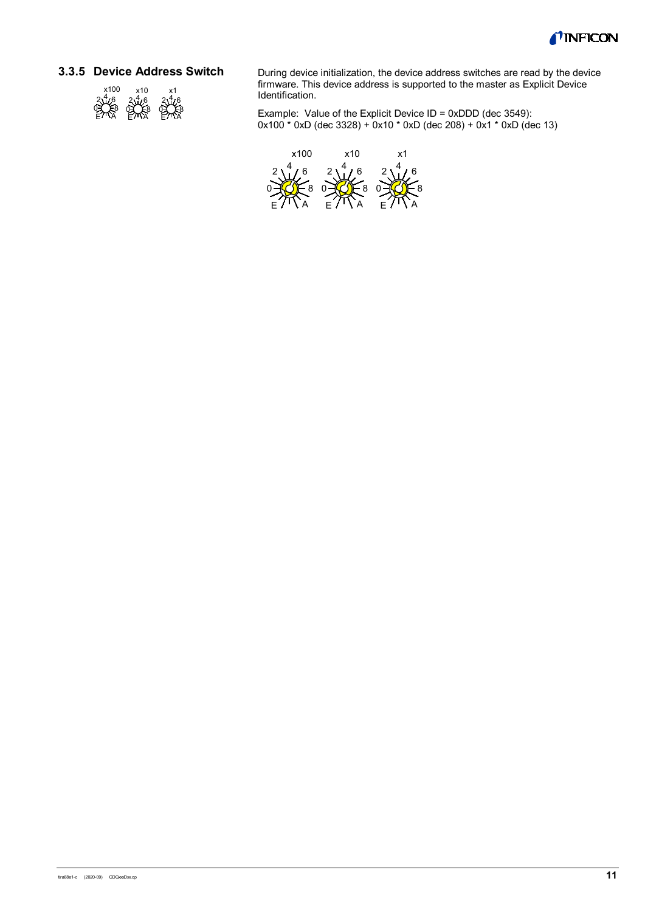### 3.3.5 Device Address Switch

During device initialization, the device address switches are read by the device firmware. This device address is supported to the master as Explicit Device Identification.

Example: Value of the Explicit Device ID = 0xDDD (dec 3549):
0x100 * 0xD (dec 3328) + 0x10 * 0xD (dec 208) + 0x1 * 0xD (dec 13)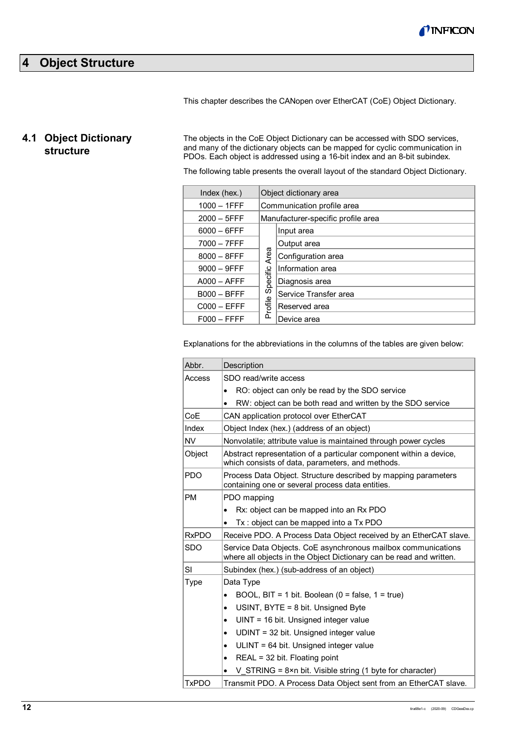// Chapter 4 heading level: "#"

# 4 Object Structure

This chapter describes the CANopen over EtherCAT (CoE) Object Dictionary.

## 4.1 Object Dictionary structure

The objects in the CoE Object Dictionary can be accessed with SDO services, and many of the dictionary objects can be mapped for cyclic communication in PDOs. Each object is addressed using a 16-bit index and an 8-bit subindex.

The following table presents the overall layout of the standard Object Dictionary.

| Index (hex.) | Object dictionary area | |
|---|---|---|
| 1000 – 1FFF | Communication profile area | |
| 2000 – 5FFF | Manufacturer-specific profile area | |
| 6000 – 6FFF | Profile Specific Area | Input area |
| 7000 – 7FFF | | Output area |
| 8000 – 8FFF | | Configuration area |
| 9000 – 9FFF | | Information area |
| A000 – AFFF | | Diagnosis area |
| B000 – BFFF | | Service Transfer area |
| C000 – EFFF | | Reserved area |
| F000 – FFFF | | Device area |

Explanations for the abbreviations in the columns of the tables are given below:

| Abbr. | Description |
|---|---|
| Access | SDO read/write access<br>• RO: object can only be read by the SDO service<br>• RW: object can be both read and written by the SDO service |
| CoE | CAN application protocol over EtherCAT |
| Index | Object Index (hex.) (address of an object) |
| NV | Nonvolatile; attribute value is maintained through power cycles |
| Object | Abstract representation of a particular component within a device, which consists of data, parameters, and methods. |
| PDO | Process Data Object. Structure described by mapping parameters containing one or several process data entities. |
| PM | PDO mapping<br>• Rx: object can be mapped into an Rx PDO<br>• Tx : object can be mapped into a Tx PDO |
| RxPDO | Receive PDO. A Process Data Object received by an EtherCAT slave. |
| SDO | Service Data Objects. CoE asynchronous mailbox communications where all objects in the Object Dictionary can be read and written. |
| SI | Subindex (hex.) (sub-address of an object) |
| Type | Data Type<br>• BOOL, BIT = 1 bit. Boolean (0 = false, 1 = true)<br>• USINT, BYTE = 8 bit. Unsigned Byte<br>• UINT = 16 bit. Unsigned integer value<br>• UDINT = 32 bit. Unsigned integer value<br>• ULINT = 64 bit. Unsigned integer value<br>• REAL = 32 bit. Floating point<br>• V_STRING = 8×n bit. Visible string (1 byte for character) |
| TxPDO | Transmit PDO. A Process Data Object sent from an EtherCAT slave. |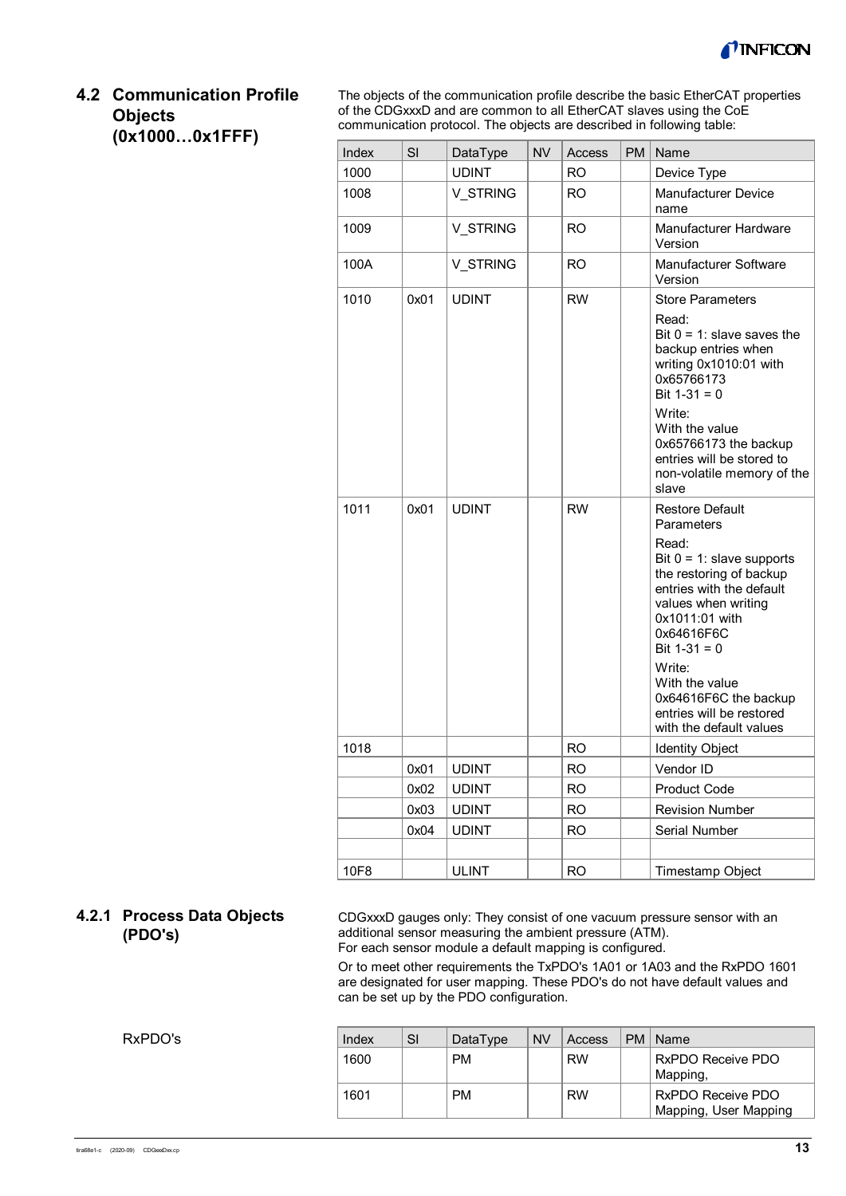## 4.2 Communication Profile Objects (0x1000…0x1FFF)

The objects of the communication profile describe the basic EtherCAT properties of the CDGxxxD and are common to all EtherCAT slaves using the CoE communication protocol. The objects are described in following table:

| Index | SI | DataType | NV | Access | PM | Name |
|---|---|---|---|---|---|---|
| 1000 | | UDINT | | RO | | Device Type |
| 1008 | | V_STRING | | RO | | Manufacturer Device name |
| 1009 | | V_STRING | | RO | | Manufacturer Hardware Version |
| 100A | | V_STRING | | RO | | Manufacturer Software Version |
| 1010 | 0x01 | UDINT | | RW | | Store Parameters<br>Read:<br>Bit 0 = 1: slave saves the backup entries when writing 0x1010:01 with 0x65766173<br>Bit 1-31 = 0<br>Write:<br>With the value 0x65766173 the backup entries will be stored to non-volatile memory of the slave |
| 1011 | 0x01 | UDINT | | RW | | Restore Default Parameters<br>Read:<br>Bit 0 = 1: slave supports the restoring of backup entries with the default values when writing 0x1011:01 with 0x64616F6C<br>Bit 1-31 = 0<br>Write:<br>With the value 0x64616F6C the backup entries will be restored with the default values |
| 1018 | | | | RO | | Identity Object |
| | 0x01 | UDINT | | RO | | Vendor ID |
| | 0x02 | UDINT | | RO | | Product Code |
| | 0x03 | UDINT | | RO | | Revision Number |
| | 0x04 | UDINT | | RO | | Serial Number |
| | | | | | | |
| 10F8 | | ULINT | | RO | | Timestamp Object |

### 4.2.1 Process Data Objects (PDO's)

CDGxxxD gauges only: They consist of one vacuum pressure sensor with an additional sensor measuring the ambient pressure (ATM).
For each sensor module a default mapping is configured.

Or to meet other requirements the TxPDO's 1A01 or 1A03 and the RxPDO 1601 are designated for user mapping. These PDO's do not have default values and can be set up by the PDO configuration.

RxPDO's

| Index | SI | DataType | NV | Access | PM | Name |
|---|---|---|---|---|---|---|
| 1600 | | PM | | RW | | RxPDO Receive PDO Mapping, |
| 1601 | | PM | | RW | | RxPDO Receive PDO Mapping, User Mapping |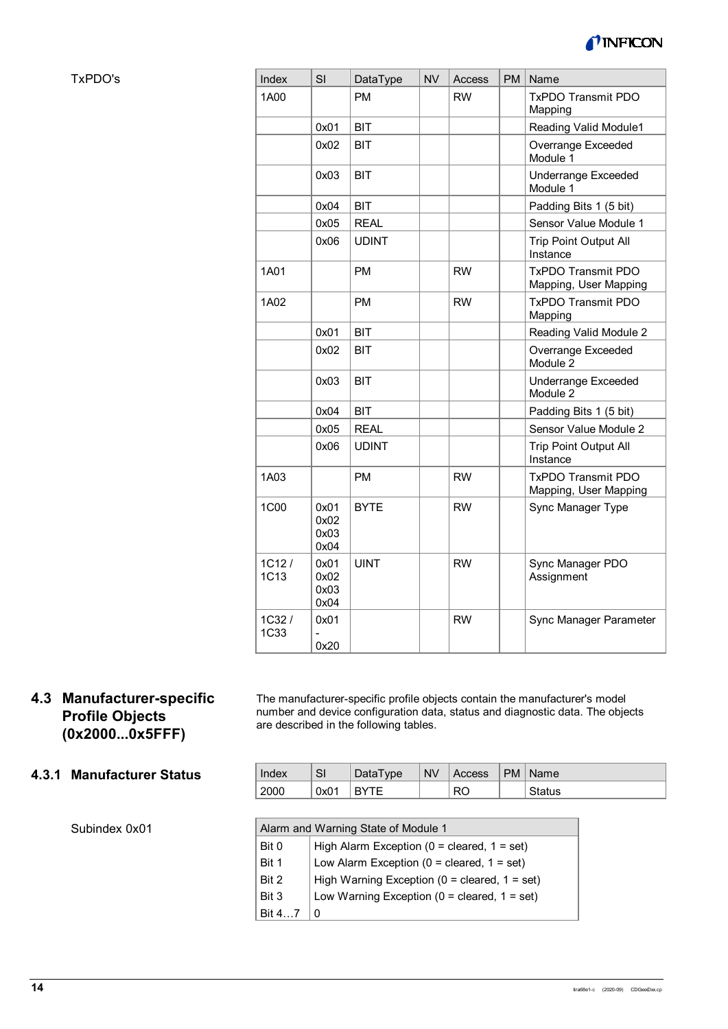TxPDO's

| Index | SI | DataType | NV | Access | PM | Name |
|---|---|---|---|---|---|---|
| 1A00 | | PM | | RW | | TxPDO Transmit PDO Mapping |
| | 0x01 | BIT | | | | Reading Valid Module1 |
| | 0x02 | BIT | | | | Overrange Exceeded Module 1 |
| | 0x03 | BIT | | | | Underrange Exceeded Module 1 |
| | 0x04 | BIT | | | | Padding Bits 1 (5 bit) |
| | 0x05 | REAL | | | | Sensor Value Module 1 |
| | 0x06 | UDINT | | | | Trip Point Output All Instance |
| 1A01 | | PM | | RW | | TxPDO Transmit PDO Mapping, User Mapping |
| 1A02 | | PM | | RW | | TxPDO Transmit PDO Mapping |
| | 0x01 | BIT | | | | Reading Valid Module 2 |
| | 0x02 | BIT | | | | Overrange Exceeded Module 2 |
| | 0x03 | BIT | | | | Underrange Exceeded Module 2 |
| | 0x04 | BIT | | | | Padding Bits 1 (5 bit) |
| | 0x05 | REAL | | | | Sensor Value Module 2 |
| | 0x06 | UDINT | | | | Trip Point Output All Instance |
| 1A03 | | PM | | RW | | TxPDO Transmit PDO Mapping, User Mapping |
| 1C00 | 0x01 0x02 0x03 0x04 | BYTE | | RW | | Sync Manager Type |
| 1C12 / 1C13 | 0x01 0x02 0x03 0x04 | UINT | | RW | | Sync Manager PDO Assignment |
| 1C32 / 1C33 | 0x01 - 0x20 | | | RW | | Sync Manager Parameter |

## 4.3 Manufacturer-specific Profile Objects (0x2000...0x5FFF)

The manufacturer-specific profile objects contain the manufacturer's model number and device configuration data, status and diagnostic data. The objects are described in the following tables.

### 4.3.1 Manufacturer Status

| Index | SI | DataType | NV | Access | PM | Name |
|---|---|---|---|---|---|---|
| 2000 | 0x01 | BYTE | | RO | | Status |

Subindex 0x01

| Alarm and Warning State of Module 1 | |
|---|---|
| Bit 0 | High Alarm Exception (0 = cleared, 1 = set) |
| Bit 1 | Low Alarm Exception (0 = cleared, 1 = set) |
| Bit 2 | High Warning Exception (0 = cleared, 1 = set) |
| Bit 3 | Low Warning Exception (0 = cleared, 1 = set) |
| Bit 4…7 | 0 |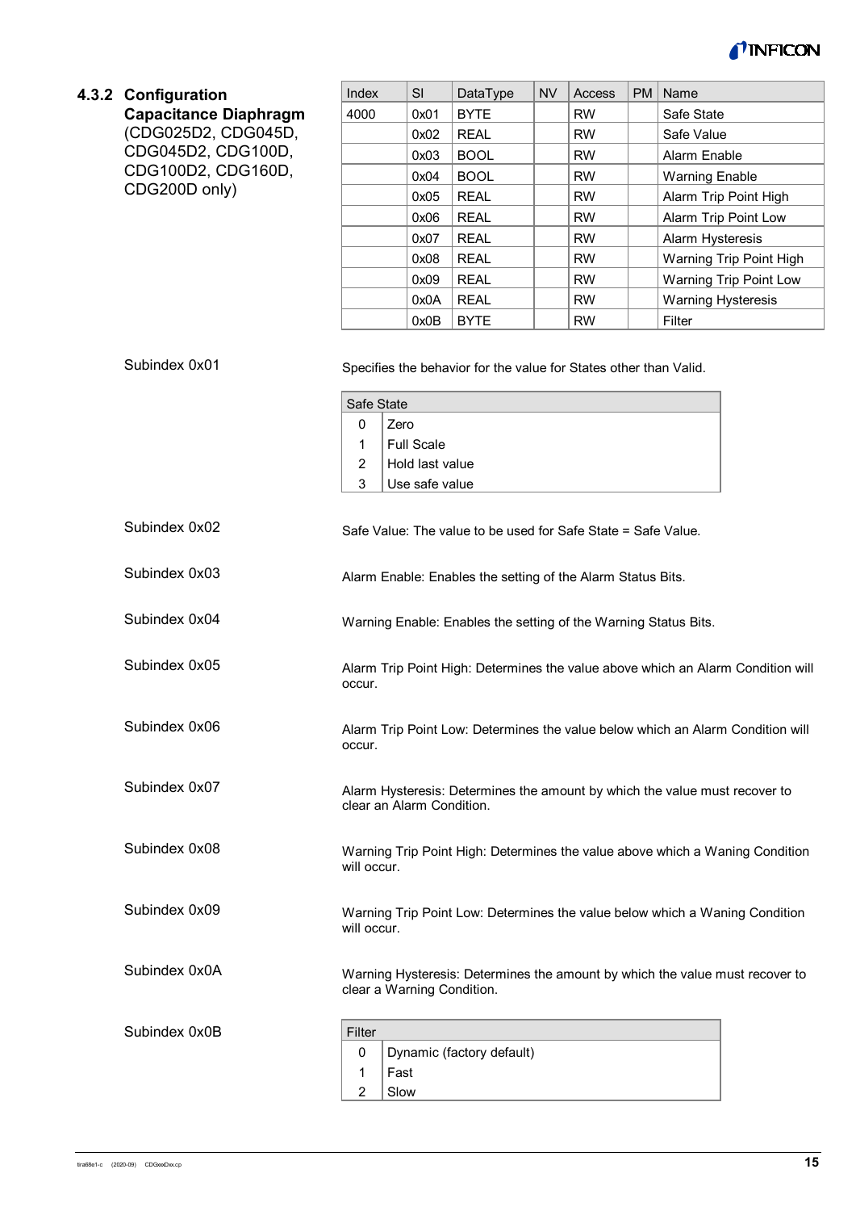### 4.3.2 Configuration Capacitance Diaphragm (CDG025D2, CDG045D, CDG045D2, CDG100D, CDG100D2, CDG160D, CDG200D only)

| Index | SI | DataType | NV | Access | PM | Name |
|---|---|---|---|---|---|---|
| 4000 | 0x01 | BYTE | | RW | | Safe State |
| | 0x02 | REAL | | RW | | Safe Value |
| | 0x03 | BOOL | | RW | | Alarm Enable |
| | 0x04 | BOOL | | RW | | Warning Enable |
| | 0x05 | REAL | | RW | | Alarm Trip Point High |
| | 0x06 | REAL | | RW | | Alarm Trip Point Low |
| | 0x07 | REAL | | RW | | Alarm Hysteresis |
| | 0x08 | REAL | | RW | | Warning Trip Point High |
| | 0x09 | REAL | | RW | | Warning Trip Point Low |
| | 0x0A | REAL | | RW | | Warning Hysteresis |
| | 0x0B | BYTE | | RW | | Filter |

Subindex 0x01

Specifies the behavior for the value for States other than Valid.

| Safe State | |
|---|---|
| 0 | Zero |
| 1 | Full Scale |
| 2 | Hold last value |
| 3 | Use safe value |

Subindex 0x02

Safe Value: The value to be used for Safe State = Safe Value.

Subindex 0x03

Alarm Enable: Enables the setting of the Alarm Status Bits.

Subindex 0x04

Warning Enable: Enables the setting of the Warning Status Bits.

Subindex 0x05

Alarm Trip Point High: Determines the value above which an Alarm Condition will occur.

Subindex 0x06

Alarm Trip Point Low: Determines the value below which an Alarm Condition will occur.

Subindex 0x07

Alarm Hysteresis: Determines the amount by which the value must recover to clear an Alarm Condition.

Subindex 0x08

Warning Trip Point High: Determines the value above which a Waning Condition will occur.

Subindex 0x09

Warning Trip Point Low: Determines the value below which a Waning Condition will occur.

Subindex 0x0A

Warning Hysteresis: Determines the amount by which the value must recover to clear a Warning Condition.

Subindex 0x0B

| Filter | |
|---|---|
| 0 | Dynamic (factory default) |
| 1 | Fast |
| 2 | Slow |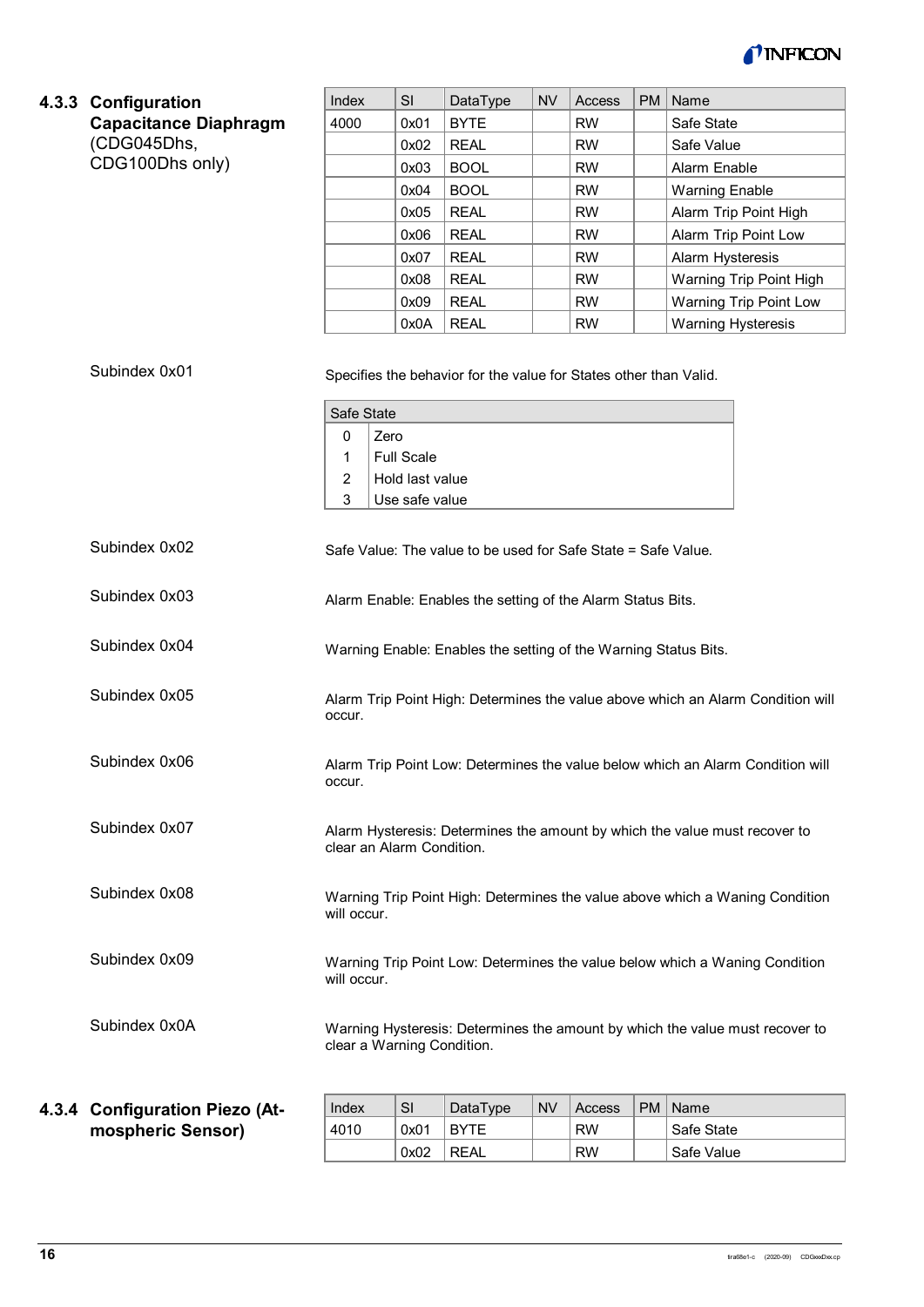### 4.3.3 Configuration Capacitance Diaphragm (CDG045Dhs, CDG100Dhs only)

| Index | SI | DataType | NV | Access | PM | Name |
|---|---|---|---|---|---|---|
| 4000 | 0x01 | BYTE | | RW | | Safe State |
| | 0x02 | REAL | | RW | | Safe Value |
| | 0x03 | BOOL | | RW | | Alarm Enable |
| | 0x04 | BOOL | | RW | | Warning Enable |
| | 0x05 | REAL | | RW | | Alarm Trip Point High |
| | 0x06 | REAL | | RW | | Alarm Trip Point Low |
| | 0x07 | REAL | | RW | | Alarm Hysteresis |
| | 0x08 | REAL | | RW | | Warning Trip Point High |
| | 0x09 | REAL | | RW | | Warning Trip Point Low |
| | 0x0A | REAL | | RW | | Warning Hysteresis |

Subindex 0x01

Specifies the behavior for the value for States other than Valid.

| Safe State | |
|---|---|
| 0 | Zero |
| 1 | Full Scale |
| 2 | Hold last value |
| 3 | Use safe value |

Subindex 0x02

Safe Value: The value to be used for Safe State = Safe Value.

Subindex 0x03

Alarm Enable: Enables the setting of the Alarm Status Bits.

Subindex 0x04

Warning Enable: Enables the setting of the Warning Status Bits.

Subindex 0x05

Alarm Trip Point High: Determines the value above which an Alarm Condition will occur.

Subindex 0x06

Alarm Trip Point Low: Determines the value below which an Alarm Condition will occur.

Subindex 0x07

Alarm Hysteresis: Determines the amount by which the value must recover to clear an Alarm Condition.

Subindex 0x08

Warning Trip Point High: Determines the value above which a Waning Condition will occur.

Subindex 0x09

Warning Trip Point Low: Determines the value below which a Waning Condition will occur.

Subindex 0x0A

Warning Hysteresis: Determines the amount by which the value must recover to clear a Warning Condition.

### 4.3.4 Configuration Piezo (Atmospheric Sensor)

| Index | SI | DataType | NV | Access | PM | Name |
|---|---|---|---|---|---|---|
| 4010 | 0x01 | BYTE | | RW | | Safe State |
| | 0x02 | REAL | | RW | | Safe Value |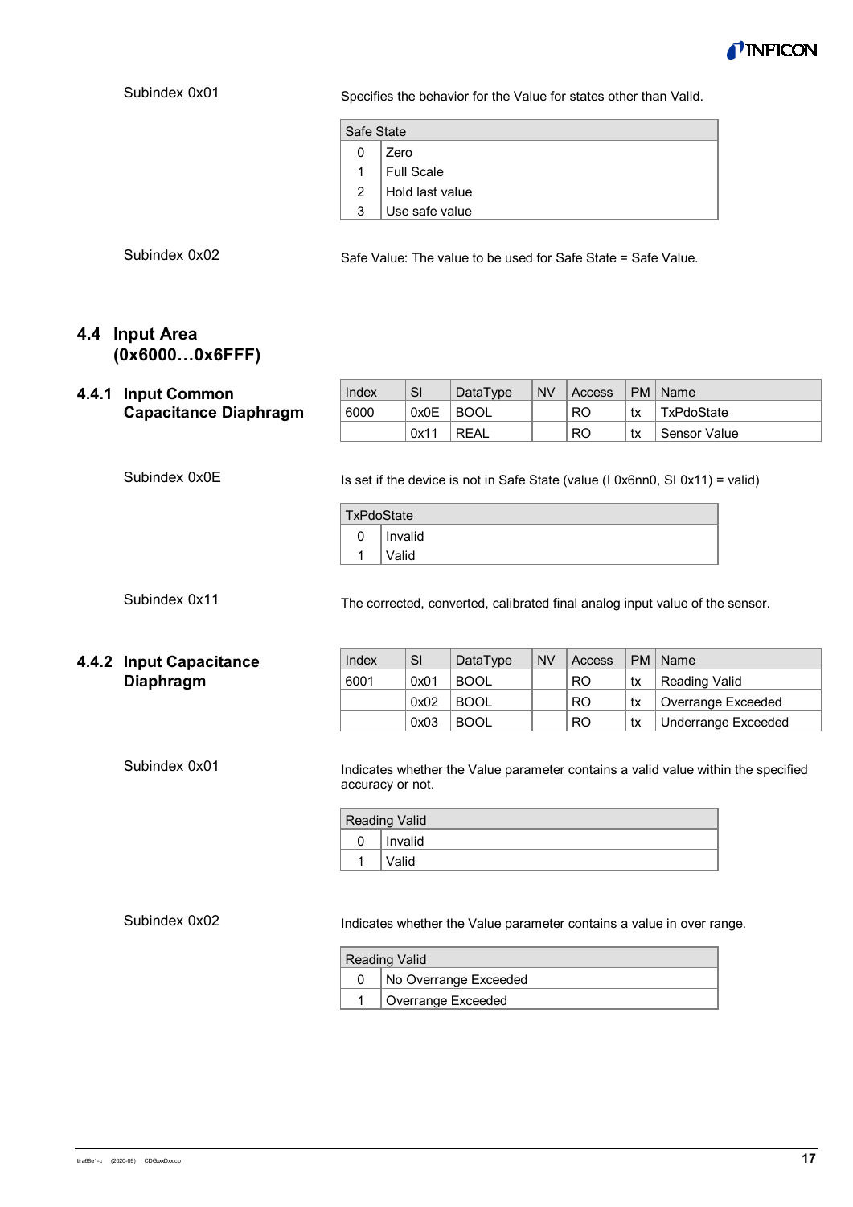Subindex 0x01

Specifies the behavior for the Value for states other than Valid.

| Safe State | |
|---|---|
| 0 | Zero |
| 1 | Full Scale |
| 2 | Hold last value |
| 3 | Use safe value |

Subindex 0x02

Safe Value: The value to be used for Safe State = Safe Value.

## 4.4 Input Area (0x6000…0x6FFF)

### 4.4.1 Input Common Capacitance Diaphragm

| Index | SI | DataType | NV | Access | PM | Name |
|---|---|---|---|---|---|---|
| 6000 | 0x0E | BOOL | | RO | tx | TxPdoState |
| | 0x11 | REAL | | RO | tx | Sensor Value |

Subindex 0x0E

Is set if the device is not in Safe State (value (I 0x6nn0, SI 0x11) = valid)

| TxPdoState | |
|---|---|
| 0 | Invalid |
| 1 | Valid |

Subindex 0x11

The corrected, converted, calibrated final analog input value of the sensor.

### 4.4.2 Input Capacitance Diaphragm

| Index | SI | DataType | NV | Access | PM | Name |
|---|---|---|---|---|---|---|
| 6001 | 0x01 | BOOL | | RO | tx | Reading Valid |
| | 0x02 | BOOL | | RO | tx | Overrange Exceeded |
| | 0x03 | BOOL | | RO | tx | Underrange Exceeded |

Subindex 0x01

Indicates whether the Value parameter contains a valid value within the specified accuracy or not.

| Reading Valid | |
|---|---|
| 0 | Invalid |
| 1 | Valid |

Subindex 0x02

Indicates whether the Value parameter contains a value in over range.

| Reading Valid | |
|---|---|
| 0 | No Overrange Exceeded |
| 1 | Overrange Exceeded |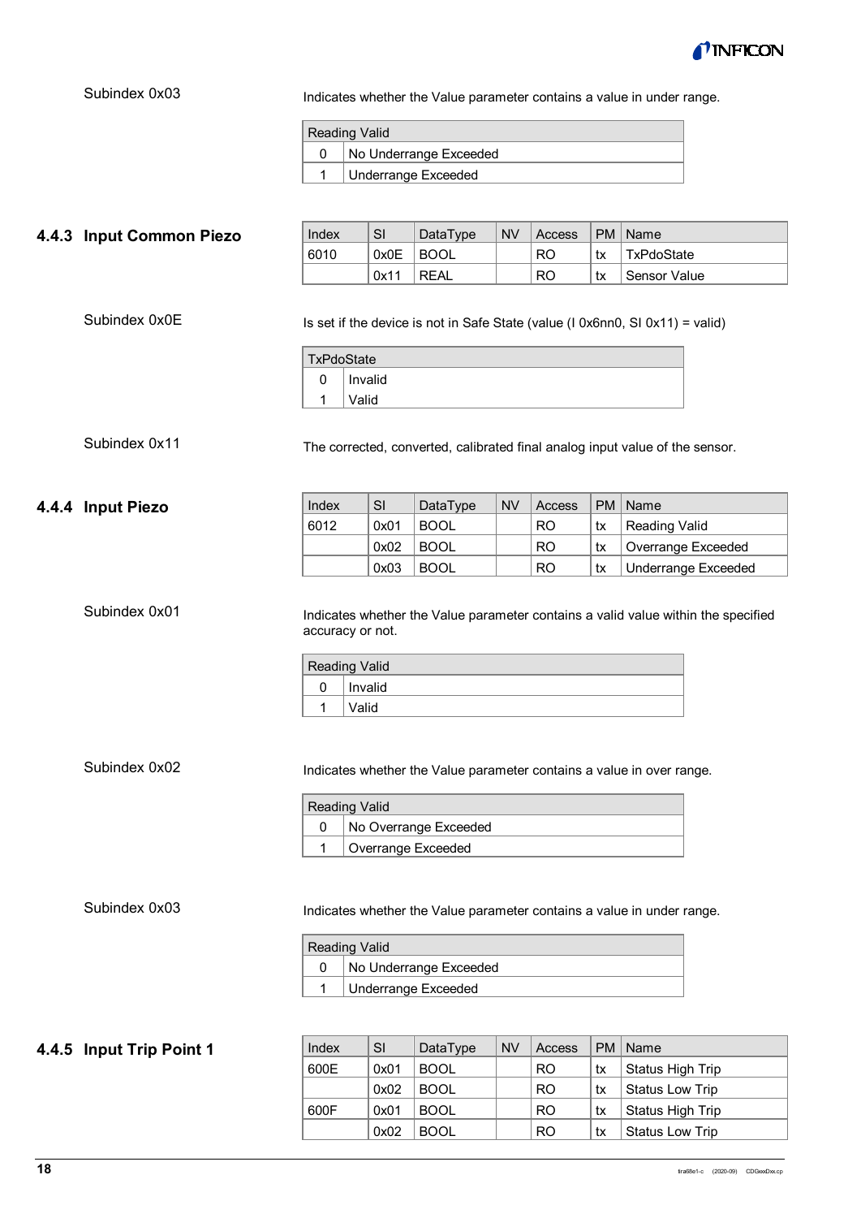Subindex 0x03

Indicates whether the Value parameter contains a value in under range.

| Reading Valid | |
|---|---|
| 0 | No Underrange Exceeded |
| 1 | Underrange Exceeded |

### 4.4.3 Input Common Piezo

| Index | SI | DataType | NV | Access | PM | Name |
|---|---|---|---|---|---|---|
| 6010 | 0x0E | BOOL | | RO | tx | TxPdoState |
| | 0x11 | REAL | | RO | tx | Sensor Value |

Subindex 0x0E

Is set if the device is not in Safe State (value (I 0x6nn0, SI 0x11) = valid)

| TxPdoState | |
|---|---|
| 0 | Invalid |
| 1 | Valid |

Subindex 0x11

The corrected, converted, calibrated final analog input value of the sensor.

### 4.4.4 Input Piezo

| Index | SI | DataType | NV | Access | PM | Name |
|---|---|---|---|---|---|---|
| 6012 | 0x01 | BOOL | | RO | tx | Reading Valid |
| | 0x02 | BOOL | | RO | tx | Overrange Exceeded |
| | 0x03 | BOOL | | RO | tx | Underrange Exceeded |

Subindex 0x01

Indicates whether the Value parameter contains a valid value within the specified accuracy or not.

| Reading Valid | |
|---|---|
| 0 | Invalid |
| 1 | Valid |

Subindex 0x02

Indicates whether the Value parameter contains a value in over range.

| Reading Valid | |
|---|---|
| 0 | No Overrange Exceeded |
| 1 | Overrange Exceeded |

Subindex 0x03

Indicates whether the Value parameter contains a value in under range.

| Reading Valid | |
|---|---|
| 0 | No Underrange Exceeded |
| 1 | Underrange Exceeded |

### 4.4.5 Input Trip Point 1

| Index | SI | DataType | NV | Access | PM | Name |
|---|---|---|---|---|---|---|
| 600E | 0x01 | BOOL | | RO | tx | Status High Trip |
| | 0x02 | BOOL | | RO | tx | Status Low Trip |
| 600F | 0x01 | BOOL | | RO | tx | Status High Trip |
| | 0x02 | BOOL | | RO | tx | Status Low Trip |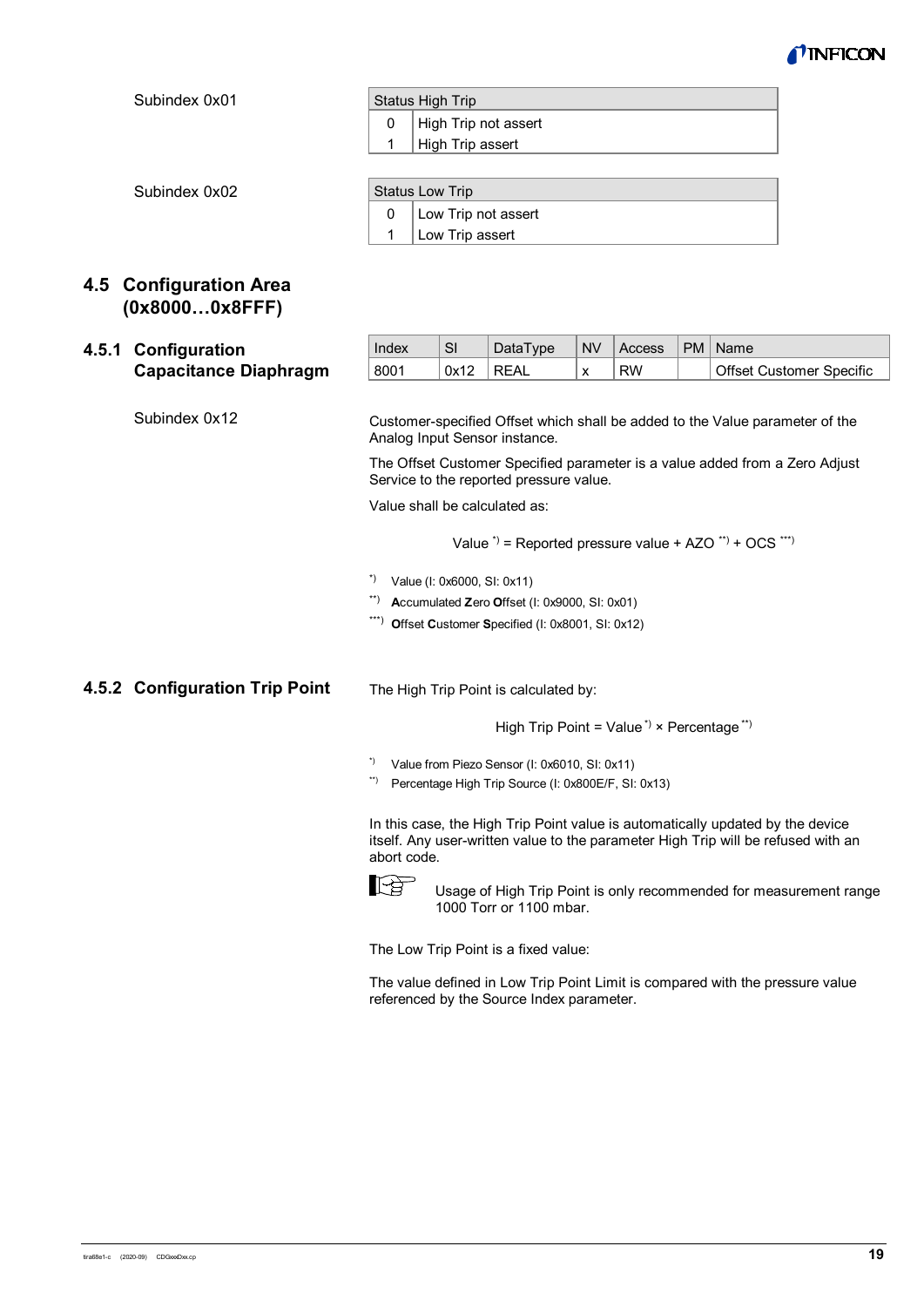Subindex 0x01

| Status High Trip | |
|---|---|
| 0 | High Trip not assert |
| 1 | High Trip assert |

Subindex 0x02

| Status Low Trip | |
|---|---|
| 0 | Low Trip not assert |
| 1 | Low Trip assert |

## 4.5 Configuration Area (0x8000…0x8FFF)

### 4.5.1 Configuration Capacitance Diaphragm

| Index | SI | DataType | NV | Access | PM | Name |
|---|---|---|---|---|---|---|
| 8001 | 0x12 | REAL | x | RW | | Offset Customer Specific |

Subindex 0x12

Customer-specified Offset which shall be added to the Value parameter of the Analog Input Sensor instance.

The Offset Customer Specified parameter is a value added from a Zero Adjust Service to the reported pressure value.

Value shall be calculated as:

Value *) = Reported pressure value + AZO **) + OCS ***)

*) Value (I: 0x6000, SI: 0x11)

**) **A**ccumulated **Z**ero **O**ffset (I: 0x9000, SI: 0x01)

***) **O**ffset **C**ustomer **S**pecified (I: 0x8001, SI: 0x12)

### 4.5.2 Configuration Trip Point

The High Trip Point is calculated by:

High Trip Point = Value *) × Percentage **)

*) Value from Piezo Sensor (I: 0x6010, SI: 0x11)

**) Percentage High Trip Source (I: 0x800E/F, SI: 0x13)

In this case, the High Trip Point value is automatically updated by the device itself. Any user-written value to the parameter High Trip will be refused with an abort code.

Usage of High Trip Point is only recommended for measurement range 1000 Torr or 1100 mbar.

The Low Trip Point is a fixed value:

The value defined in Low Trip Point Limit is compared with the pressure value referenced by the Source Index parameter.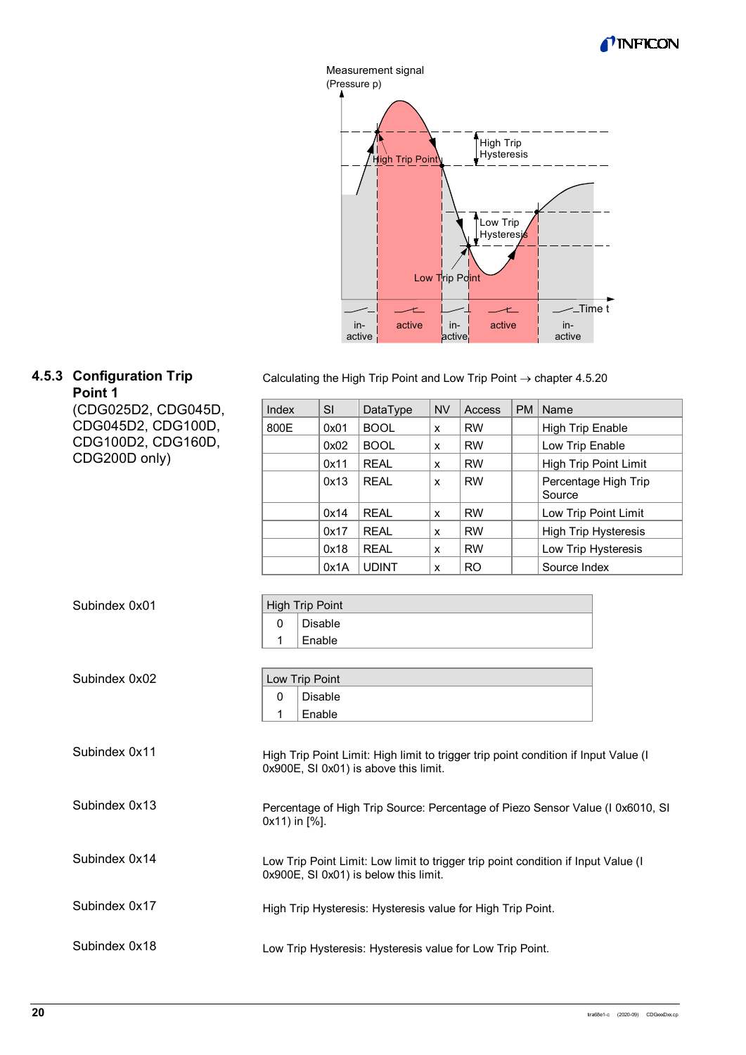Measurement signal (Pressure p)

High Trip Point

High Trip Hysteresis

Low Trip Hysteresis

Low Trip Point

Time t

in-active | active | in-active | active | in-active

### 4.5.3 Configuration Trip Point 1 (CDG025D2, CDG045D, CDG045D2, CDG100D, CDG100D2, CDG160D, CDG200D only)

Calculating the High Trip Point and Low Trip Point → chapter 4.5.20

| Index | SI | DataType | NV | Access | PM | Name |
|---|---|---|---|---|---|---|
| 800E | 0x01 | BOOL | x | RW | | High Trip Enable |
| | 0x02 | BOOL | x | RW | | Low Trip Enable |
| | 0x11 | REAL | x | RW | | High Trip Point Limit |
| | 0x13 | REAL | x | RW | | Percentage High Trip Source |
| | 0x14 | REAL | x | RW | | Low Trip Point Limit |
| | 0x17 | REAL | x | RW | | High Trip Hysteresis |
| | 0x18 | REAL | x | RW | | Low Trip Hysteresis |
| | 0x1A | UDINT | x | RO | | Source Index |

Subindex 0x01

| High Trip Point | |
|---|---|
| 0 | Disable |
| 1 | Enable |

Subindex 0x02

| Low Trip Point | |
|---|---|
| 0 | Disable |
| 1 | Enable |

Subindex 0x11

High Trip Point Limit: High limit to trigger trip point condition if Input Value (I 0x900E, SI 0x01) is above this limit.

Subindex 0x13

Percentage of High Trip Source: Percentage of Piezo Sensor Value (I 0x6010, SI 0x11) in [%].

Subindex 0x14

Low Trip Point Limit: Low limit to trigger trip point condition if Input Value (I 0x900E, SI 0x01) is below this limit.

Subindex 0x17

High Trip Hysteresis: Hysteresis value for High Trip Point.

Subindex 0x18

Low Trip Hysteresis: Hysteresis value for Low Trip Point.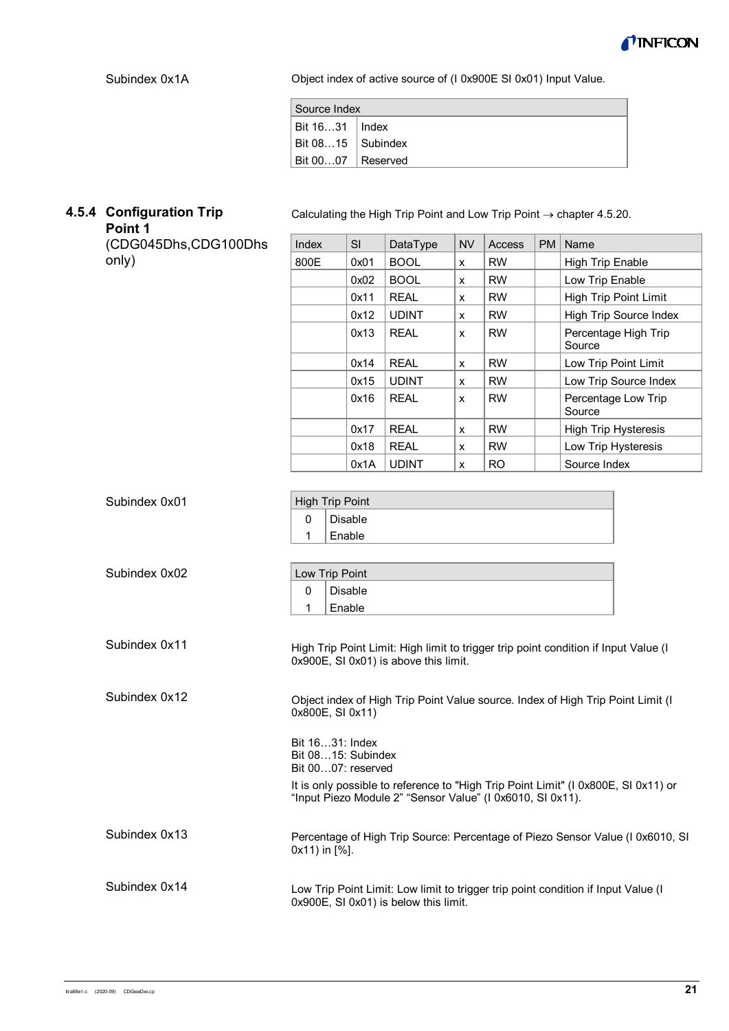Subindex 0x1A

Object index of active source of (I 0x900E SI 0x01) Input Value.

| Source Index | |
|---|---|
| Bit 16…31 | Index |
| Bit 08…15 | Subindex |
| Bit 00…07 | Reserved |

### 4.5.4 Configuration Trip Point 1

(CDG045Dhs,CDG100Dhs only)

Calculating the High Trip Point and Low Trip Point → chapter 4.5.20.

| Index | SI | DataType | NV | Access | PM | Name |
|---|---|---|---|---|---|---|
| 800E | 0x01 | BOOL | x | RW | | High Trip Enable |
| | 0x02 | BOOL | x | RW | | Low Trip Enable |
| | 0x11 | REAL | x | RW | | High Trip Point Limit |
| | 0x12 | UDINT | x | RW | | High Trip Source Index |
| | 0x13 | REAL | x | RW | | Percentage High Trip Source |
| | 0x14 | REAL | x | RW | | Low Trip Point Limit |
| | 0x15 | UDINT | x | RW | | Low Trip Source Index |
| | 0x16 | REAL | x | RW | | Percentage Low Trip Source |
| | 0x17 | REAL | x | RW | | High Trip Hysteresis |
| | 0x18 | REAL | x | RW | | Low Trip Hysteresis |
| | 0x1A | UDINT | x | RO | | Source Index |

Subindex 0x01

| High Trip Point | |
|---|---|
| 0 | Disable |
| 1 | Enable |

Subindex 0x02

| Low Trip Point | |
|---|---|
| 0 | Disable |
| 1 | Enable |

Subindex 0x11

High Trip Point Limit: High limit to trigger trip point condition if Input Value (I 0x900E, SI 0x01) is above this limit.

Subindex 0x12

Object index of High Trip Point Value source. Index of High Trip Point Limit (I 0x800E, SI 0x11)

Bit 16…31: Index
Bit 08…15: Subindex
Bit 00…07: reserved

It is only possible to reference to "High Trip Point Limit" (I 0x800E, SI 0x11) or “Input Piezo Module 2” “Sensor Value” (I 0x6010, SI 0x11).

Subindex 0x13

Percentage of High Trip Source: Percentage of Piezo Sensor Value (I 0x6010, SI 0x11) in [%].

Subindex 0x14

Low Trip Point Limit: Low limit to trigger trip point condition if Input Value (I 0x900E, SI 0x01) is below this limit.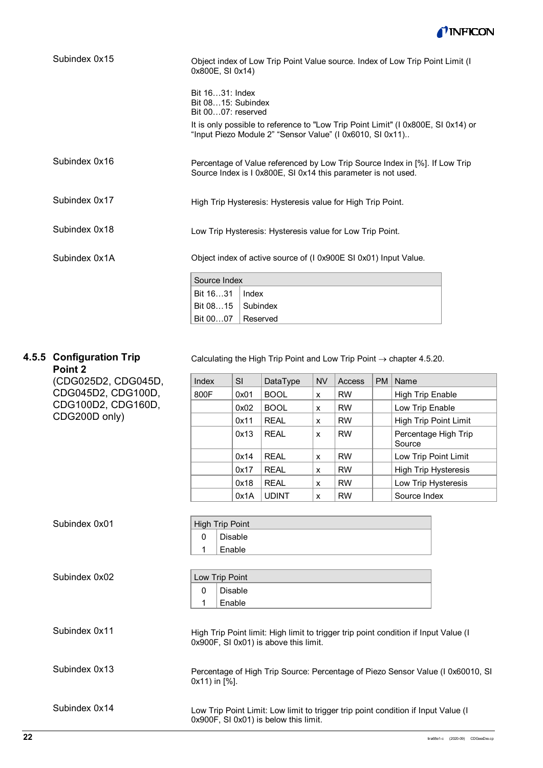Subindex 0x15

Object index of Low Trip Point Value source. Index of Low Trip Point Limit (I 0x800E, SI 0x14)

Bit 16…31: Index
Bit 08…15: Subindex
Bit 00…07: reserved

It is only possible to reference to "Low Trip Point Limit" (I 0x800E, SI 0x14) or "Input Piezo Module 2" "Sensor Value" (I 0x6010, SI 0x11)..

Subindex 0x16

Percentage of Value referenced by Low Trip Source Index in [%]. If Low Trip Source Index is I 0x800E, SI 0x14 this parameter is not used.

Subindex 0x17

High Trip Hysteresis: Hysteresis value for High Trip Point.

Subindex 0x18

Low Trip Hysteresis: Hysteresis value for Low Trip Point.

Subindex 0x1A

Object index of active source of (I 0x900E SI 0x01) Input Value.

| Source Index | |
|---|---|
| Bit 16…31 | Index |
| Bit 08…15 | Subindex |
| Bit 00…07 | Reserved |

### 4.5.5 Configuration Trip Point 2

(CDG025D2, CDG045D, CDG045D2, CDG100D, CDG100D2, CDG160D, CDG200D only)

Calculating the High Trip Point and Low Trip Point → chapter 4.5.20.

| Index | SI | DataType | NV | Access | PM | Name |
|---|---|---|---|---|---|---|
| 800F | 0x01 | BOOL | x | RW | | High Trip Enable |
| | 0x02 | BOOL | x | RW | | Low Trip Enable |
| | 0x11 | REAL | x | RW | | High Trip Point Limit |
| | 0x13 | REAL | x | RW | | Percentage High Trip Source |
| | 0x14 | REAL | x | RW | | Low Trip Point Limit |
| | 0x17 | REAL | x | RW | | High Trip Hysteresis |
| | 0x18 | REAL | x | RW | | Low Trip Hysteresis |
| | 0x1A | UDINT | x | RW | | Source Index |

Subindex 0x01

| High Trip Point | |
|---|---|
| 0 | Disable |
| 1 | Enable |

Subindex 0x02

| Low Trip Point | |
|---|---|
| 0 | Disable |
| 1 | Enable |

Subindex 0x11

High Trip Point limit: High limit to trigger trip point condition if Input Value (I 0x900F, SI 0x01) is above this limit.

Subindex 0x13

Percentage of High Trip Source: Percentage of Piezo Sensor Value (I 0x60010, SI 0x11) in [%].

Subindex 0x14

Low Trip Point Limit: Low limit to trigger trip point condition if Input Value (I 0x900F, SI 0x01) is below this limit.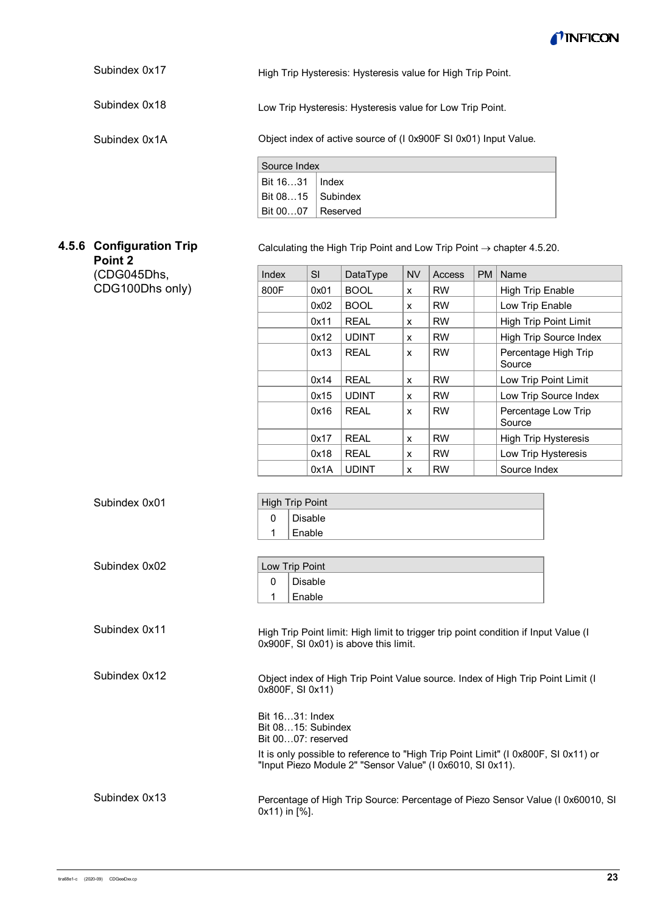Subindex 0x17

High Trip Hysteresis: Hysteresis value for High Trip Point.

Subindex 0x18

Low Trip Hysteresis: Hysteresis value for Low Trip Point.

Subindex 0x1A

Object index of active source of (I 0x900F SI 0x01) Input Value.

| Source Index | |
|---|---|
| Bit 16…31 | Index |
| Bit 08…15 | Subindex |
| Bit 00…07 | Reserved |

### 4.5.6 Configuration Trip Point 2 (CDG045Dhs, CDG100Dhs only)

Calculating the High Trip Point and Low Trip Point → chapter 4.5.20.

| Index | SI | DataType | NV | Access | PM | Name |
|---|---|---|---|---|---|---|
| 800F | 0x01 | BOOL | x | RW | | High Trip Enable |
| | 0x02 | BOOL | x | RW | | Low Trip Enable |
| | 0x11 | REAL | x | RW | | High Trip Point Limit |
| | 0x12 | UDINT | x | RW | | High Trip Source Index |
| | 0x13 | REAL | x | RW | | Percentage High Trip Source |
| | 0x14 | REAL | x | RW | | Low Trip Point Limit |
| | 0x15 | UDINT | x | RW | | Low Trip Source Index |
| | 0x16 | REAL | x | RW | | Percentage Low Trip Source |
| | 0x17 | REAL | x | RW | | High Trip Hysteresis |
| | 0x18 | REAL | x | RW | | Low Trip Hysteresis |
| | 0x1A | UDINT | x | RW | | Source Index |

Subindex 0x01

| High Trip Point | |
|---|---|
| 0 | Disable |
| 1 | Enable |

Subindex 0x02

| Low Trip Point | |
|---|---|
| 0 | Disable |
| 1 | Enable |

Subindex 0x11

High Trip Point limit: High limit to trigger trip point condition if Input Value (I 0x900F, SI 0x01) is above this limit.

Subindex 0x12

Object index of High Trip Point Value source. Index of High Trip Point Limit (I 0x800F, SI 0x11)

Bit 16…31: Index
Bit 08…15: Subindex
Bit 00…07: reserved

It is only possible to reference to "High Trip Point Limit" (I 0x800F, SI 0x11) or "Input Piezo Module 2" "Sensor Value" (I 0x6010, SI 0x11).

Subindex 0x13

Percentage of High Trip Source: Percentage of Piezo Sensor Value (I 0x60010, SI 0x11) in [%].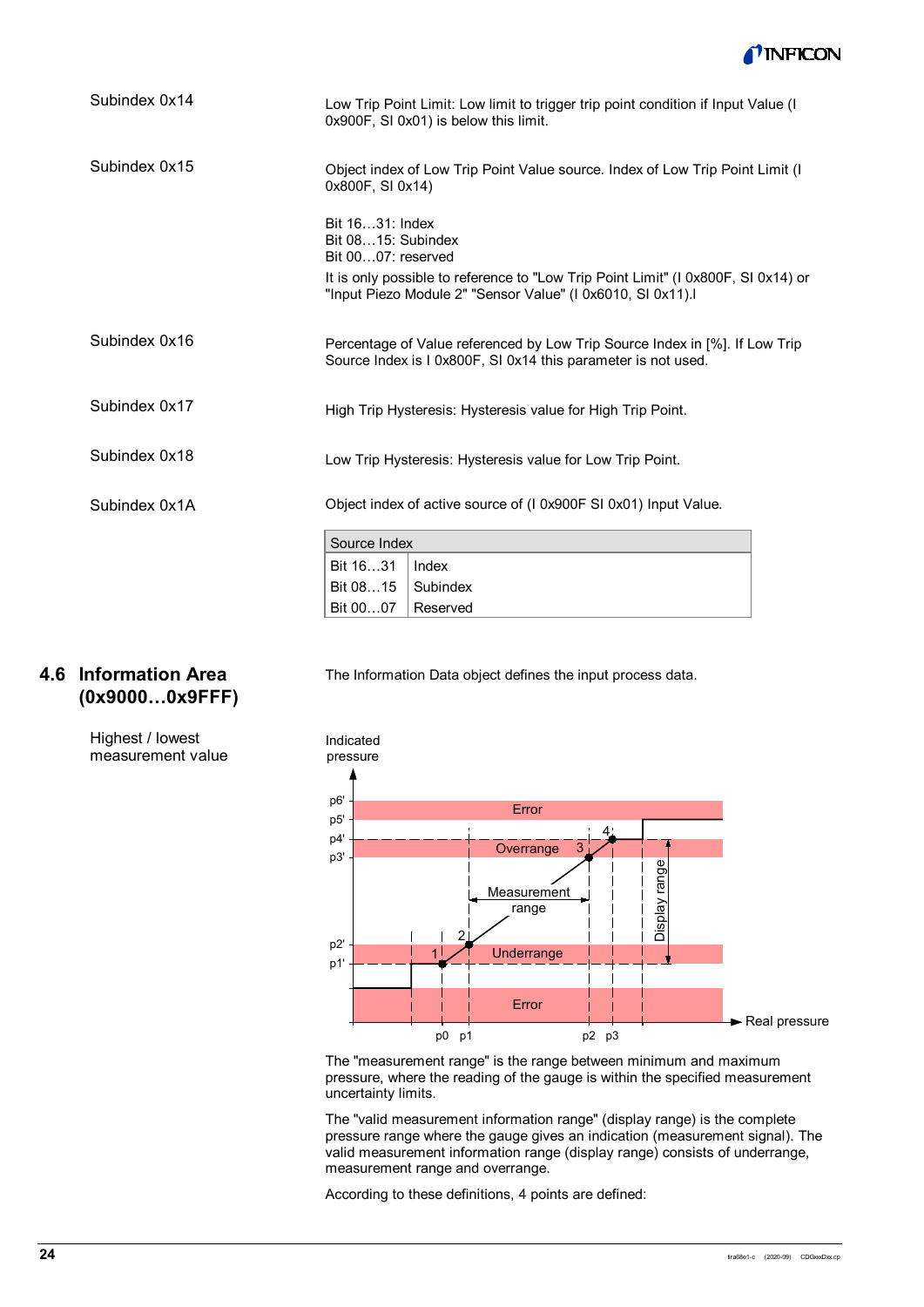Subindex 0x14

Low Trip Point Limit: Low limit to trigger trip point condition if Input Value (I 0x900F, SI 0x01) is below this limit.

Subindex 0x15

Object index of Low Trip Point Value source. Index of Low Trip Point Limit (I 0x800F, SI 0x14)

Bit 16…31: Index
Bit 08…15: Subindex
Bit 00…07: reserved

It is only possible to reference to "Low Trip Point Limit" (I 0x800F, SI 0x14) or "Input Piezo Module 2" "Sensor Value" (I 0x6010, SI 0x11).I

Subindex 0x16

Percentage of Value referenced by Low Trip Source Index in [%]. If Low Trip Source Index is I 0x800F, SI 0x14 this parameter is not used.

Subindex 0x17

High Trip Hysteresis: Hysteresis value for High Trip Point.

Subindex 0x18

Low Trip Hysteresis: Hysteresis value for Low Trip Point.

Subindex 0x1A

Object index of active source of (I 0x900F SI 0x01) Input Value.

| Source Index | |
|---|---|
| Bit 16…31 | Index |
| Bit 08…15 | Subindex |
| Bit 00…07 | Reserved |

## 4.6 Information Area (0x9000…0x9FFF)

The Information Data object defines the input process data.

Highest / lowest measurement value

The "measurement range" is the range between minimum and maximum pressure, where the reading of the gauge is within the specified measurement uncertainty limits.

The "valid measurement information range" (display range) is the complete pressure range where the gauge gives an indication (measurement signal). The valid measurement information range (display range) consists of underrange, measurement range and overrange.

According to these definitions, 4 points are defined: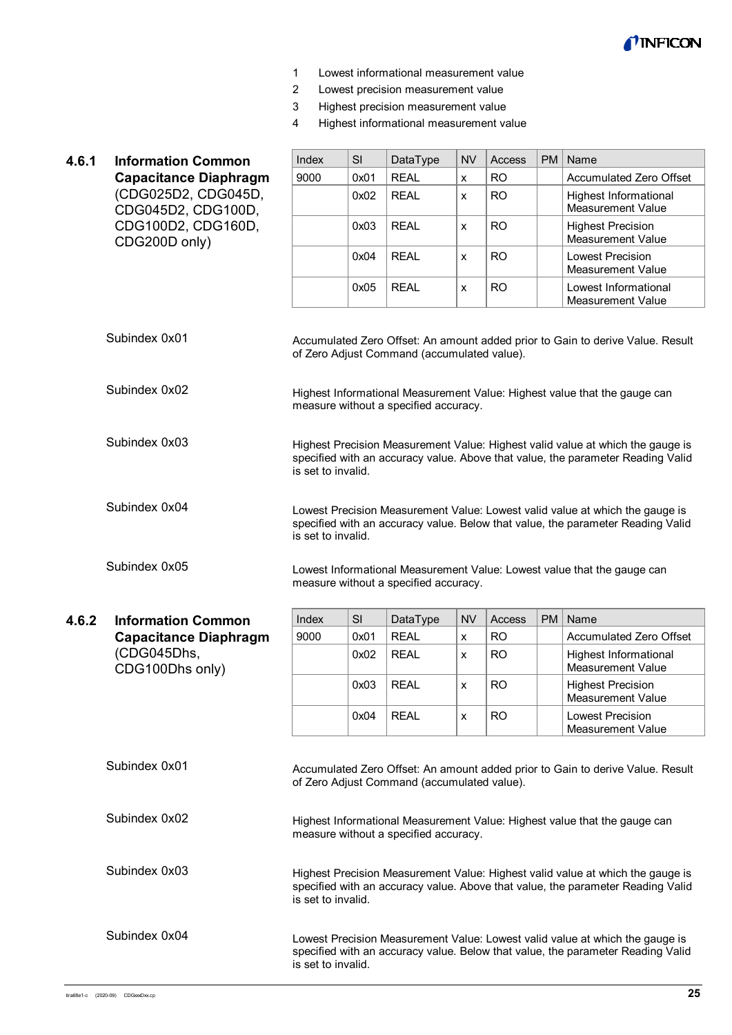1 Lowest informational measurement value
2 Lowest precision measurement value
3 Highest precision measurement value
4 Highest informational measurement value

### 4.6.1 Information Common Capacitance Diaphragm (CDG025D2, CDG045D, CDG045D2, CDG100D, CDG100D2, CDG160D, CDG200D only)

| Index | SI | DataType | NV | Access | PM | Name |
|---|---|---|---|---|---|---|
| 9000 | 0x01 | REAL | x | RO | | Accumulated Zero Offset |
| | 0x02 | REAL | x | RO | | Highest Informational Measurement Value |
| | 0x03 | REAL | x | RO | | Highest Precision Measurement Value |
| | 0x04 | REAL | x | RO | | Lowest Precision Measurement Value |
| | 0x05 | REAL | x | RO | | Lowest Informational Measurement Value |

Subindex 0x01

Accumulated Zero Offset: An amount added prior to Gain to derive Value. Result of Zero Adjust Command (accumulated value).

Subindex 0x02

Highest Informational Measurement Value: Highest value that the gauge can measure without a specified accuracy.

Subindex 0x03

Highest Precision Measurement Value: Highest valid value at which the gauge is specified with an accuracy value. Above that value, the parameter Reading Valid is set to invalid.

Subindex 0x04

Lowest Precision Measurement Value: Lowest valid value at which the gauge is specified with an accuracy value. Below that value, the parameter Reading Valid is set to invalid.

Subindex 0x05

Lowest Informational Measurement Value: Lowest value that the gauge can measure without a specified accuracy.

### 4.6.2 Information Common Capacitance Diaphragm (CDG045Dhs, CDG100Dhs only)

| Index | SI | DataType | NV | Access | PM | Name |
|---|---|---|---|---|---|---|
| 9000 | 0x01 | REAL | x | RO | | Accumulated Zero Offset |
| | 0x02 | REAL | x | RO | | Highest Informational Measurement Value |
| | 0x03 | REAL | x | RO | | Highest Precision Measurement Value |
| | 0x04 | REAL | x | RO | | Lowest Precision Measurement Value |

Subindex 0x01

Accumulated Zero Offset: An amount added prior to Gain to derive Value. Result of Zero Adjust Command (accumulated value).

Subindex 0x02

Highest Informational Measurement Value: Highest value that the gauge can measure without a specified accuracy.

Subindex 0x03

Highest Precision Measurement Value: Highest valid value at which the gauge is specified with an accuracy value. Above that value, the parameter Reading Valid is set to invalid.

Subindex 0x04

Lowest Precision Measurement Value: Lowest valid value at which the gauge is specified with an accuracy value. Below that value, the parameter Reading Valid is set to invalid.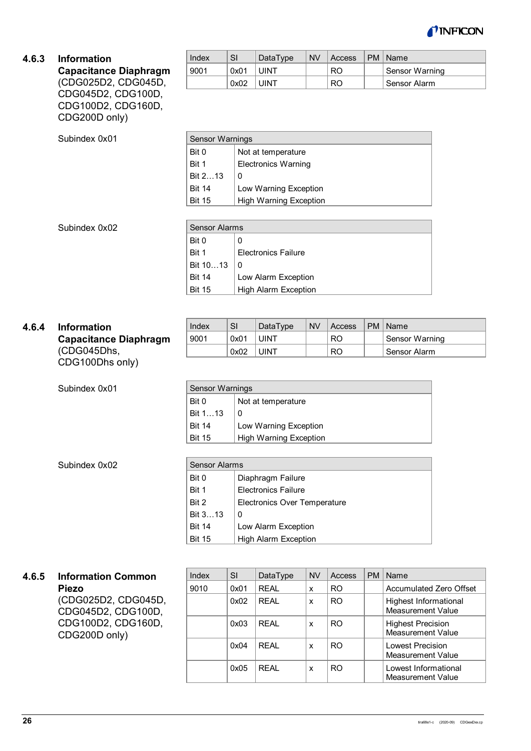### 4.6.3 Information Capacitance Diaphragm (CDG025D2, CDG045D, CDG045D2, CDG100D, CDG100D2, CDG160D, CDG200D only)

| Index | SI | DataType | NV | Access | PM | Name |
|---|---|---|---|---|---|---|
| 9001 | 0x01 | UINT | | RO | | Sensor Warning |
| | 0x02 | UINT | | RO | | Sensor Alarm |

Subindex 0x01

| Sensor Warnings | |
|---|---|
| Bit 0 | Not at temperature |
| Bit 1 | Electronics Warning |
| Bit 2…13 | 0 |
| Bit 14 | Low Warning Exception |
| Bit 15 | High Warning Exception |

Subindex 0x02

| Sensor Alarms | |
|---|---|
| Bit 0 | 0 |
| Bit 1 | Electronics Failure |
| Bit 10…13 | 0 |
| Bit 14 | Low Alarm Exception |
| Bit 15 | High Alarm Exception |

### 4.6.4 Information Capacitance Diaphragm (CDG045Dhs, CDG100Dhs only)

| Index | SI | DataType | NV | Access | PM | Name |
|---|---|---|---|---|---|---|
| 9001 | 0x01 | UINT | | RO | | Sensor Warning |
| | 0x02 | UINT | | RO | | Sensor Alarm |

Subindex 0x01

| Sensor Warnings | |
|---|---|
| Bit 0 | Not at temperature |
| Bit 1…13 | 0 |
| Bit 14 | Low Warning Exception |
| Bit 15 | High Warning Exception |

Subindex 0x02

| Sensor Alarms | |
|---|---|
| Bit 0 | Diaphragm Failure |
| Bit 1 | Electronics Failure |
| Bit 2 | Electronics Over Temperature |
| Bit 3…13 | 0 |
| Bit 14 | Low Alarm Exception |
| Bit 15 | High Alarm Exception |

### 4.6.5 Information Common Piezo (CDG025D2, CDG045D, CDG045D2, CDG100D, CDG100D2, CDG160D, CDG200D only)

| Index | SI | DataType | NV | Access | PM | Name |
|---|---|---|---|---|---|---|
| 9010 | 0x01 | REAL | x | RO | | Accumulated Zero Offset |
| | 0x02 | REAL | x | RO | | Highest Informational Measurement Value |
| | 0x03 | REAL | x | RO | | Highest Precision Measurement Value |
| | 0x04 | REAL | x | RO | | Lowest Precision Measurement Value |
| | 0x05 | REAL | x | RO | | Lowest Informational Measurement Value |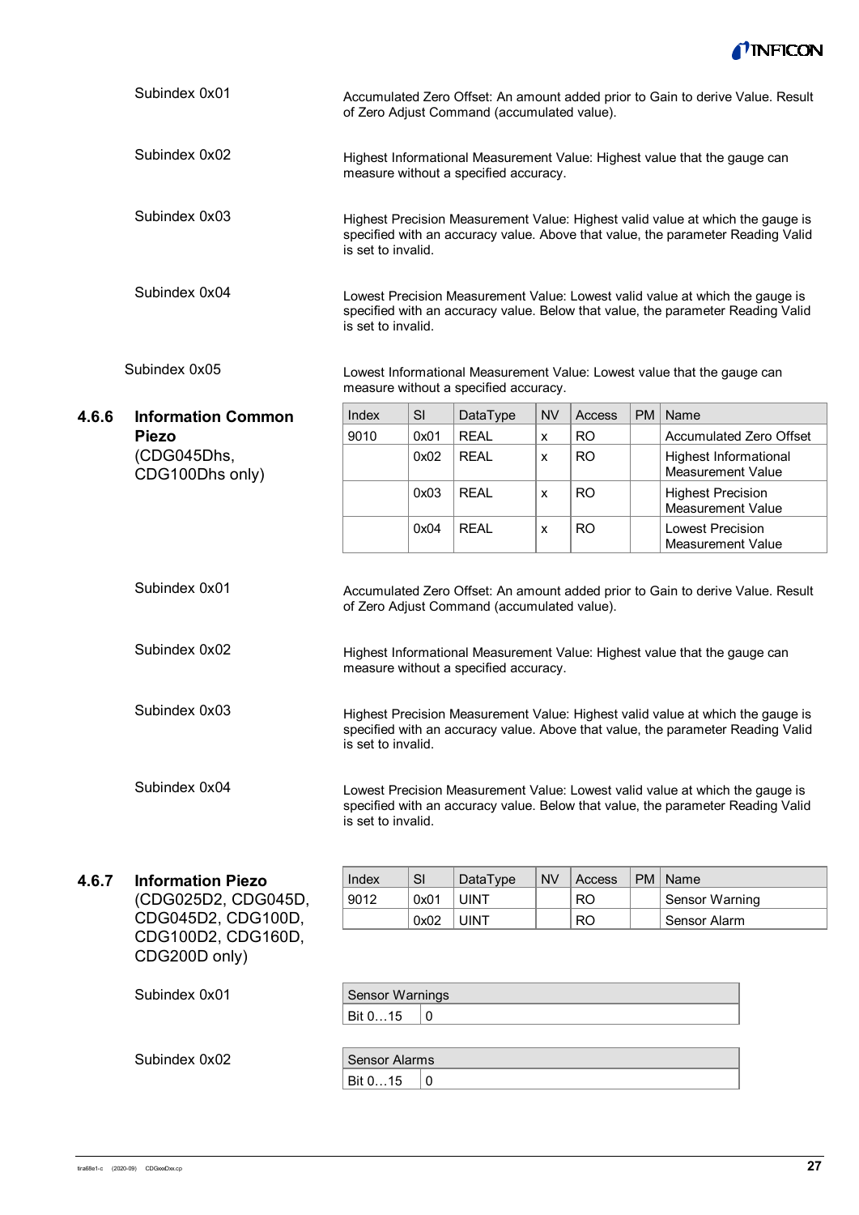Subindex 0x01

Accumulated Zero Offset: An amount added prior to Gain to derive Value. Result of Zero Adjust Command (accumulated value).

Subindex 0x02

Highest Informational Measurement Value: Highest value that the gauge can measure without a specified accuracy.

Subindex 0x03

Highest Precision Measurement Value: Highest valid value at which the gauge is specified with an accuracy value. Above that value, the parameter Reading Valid is set to invalid.

Subindex 0x04

Lowest Precision Measurement Value: Lowest valid value at which the gauge is specified with an accuracy value. Below that value, the parameter Reading Valid is set to invalid.

Subindex 0x05

Lowest Informational Measurement Value: Lowest value that the gauge can measure without a specified accuracy.

### 4.6.6 Information Common Piezo (CDG045Dhs, CDG100Dhs only)

| Index | SI | DataType | NV | Access | PM | Name |
|---|---|---|---|---|---|---|
| 9010 | 0x01 | REAL | x | RO | | Accumulated Zero Offset |
| | 0x02 | REAL | x | RO | | Highest Informational Measurement Value |
| | 0x03 | REAL | x | RO | | Highest Precision Measurement Value |
| | 0x04 | REAL | x | RO | | Lowest Precision Measurement Value |

Subindex 0x01

Accumulated Zero Offset: An amount added prior to Gain to derive Value. Result of Zero Adjust Command (accumulated value).

Subindex 0x02

Highest Informational Measurement Value: Highest value that the gauge can measure without a specified accuracy.

Subindex 0x03

Highest Precision Measurement Value: Highest valid value at which the gauge is specified with an accuracy value. Above that value, the parameter Reading Valid is set to invalid.

Subindex 0x04

Lowest Precision Measurement Value: Lowest valid value at which the gauge is specified with an accuracy value. Below that value, the parameter Reading Valid is set to invalid.

### 4.6.7 Information Piezo (CDG025D2, CDG045D, CDG045D2, CDG100D, CDG100D2, CDG160D, CDG200D only)

| Index | SI | DataType | NV | Access | PM | Name |
|---|---|---|---|---|---|---|
| 9012 | 0x01 | UINT | | RO | | Sensor Warning |
| | 0x02 | UINT | | RO | | Sensor Alarm |

Subindex 0x01

| Sensor Warnings | |
|---|---|
| Bit 0…15 | 0 |

Subindex 0x02

| Sensor Alarms | |
|---|---|
| Bit 0…15 | 0 |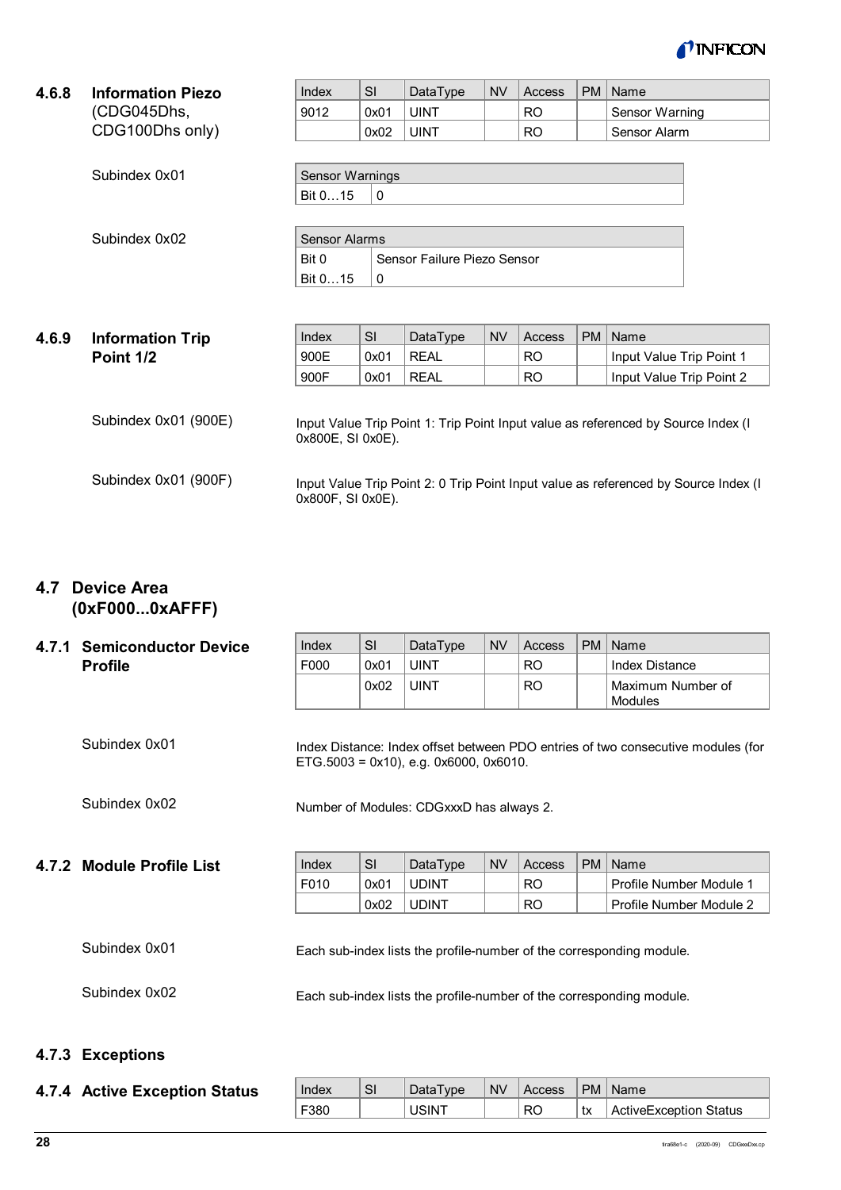#### 4.6.8 Information Piezo (CDG045Dhs, CDG100Dhs only)

| Index | SI | DataType | NV | Access | PM | Name |
|---|---|---|---|---|---|---|
| 9012 | 0x01 | UINT | | RO | | Sensor Warning |
| | 0x02 | UINT | | RO | | Sensor Alarm |

Subindex 0x01

| Sensor Warnings | |
|---|---|
| Bit 0…15 | 0 |

Subindex 0x02

| Sensor Alarms | |
|---|---|
| Bit 0 | Sensor Failure Piezo Sensor |
| Bit 0…15 | 0 |

#### 4.6.9 Information Trip Point 1/2

| Index | SI | DataType | NV | Access | PM | Name |
|---|---|---|---|---|---|---|
| 900E | 0x01 | REAL | | RO | | Input Value Trip Point 1 |
| 900F | 0x01 | REAL | | RO | | Input Value Trip Point 2 |

Subindex 0x01 (900E)

Input Value Trip Point 1: Trip Point Input value as referenced by Source Index (I 0x800E, SI 0x0E).

Subindex 0x01 (900F)

Input Value Trip Point 2: 0 Trip Point Input value as referenced by Source Index (I 0x800F, SI 0x0E).

## 4.7 Device Area (0xF000...0xAFFF)

### 4.7.1 Semiconductor Device Profile

| Index | SI | DataType | NV | Access | PM | Name |
|---|---|---|---|---|---|---|
| F000 | 0x01 | UINT | | RO | | Index Distance |
| | 0x02 | UINT | | RO | | Maximum Number of Modules |

Subindex 0x01

Index Distance: Index offset between PDO entries of two consecutive modules (for ETG.5003 = 0x10), e.g. 0x6000, 0x6010.

Subindex 0x02

Number of Modules: CDGxxxD has always 2.

### 4.7.2 Module Profile List

| Index | SI | DataType | NV | Access | PM | Name |
|---|---|---|---|---|---|---|
| F010 | 0x01 | UDINT | | RO | | Profile Number Module 1 |
| | 0x02 | UDINT | | RO | | Profile Number Module 2 |

Subindex 0x01

Each sub-index lists the profile-number of the corresponding module.

Subindex 0x02

Each sub-index lists the profile-number of the corresponding module.

### 4.7.3 Exceptions

### 4.7.4 Active Exception Status

| Index | SI | DataType | NV | Access | PM | Name |
|---|---|---|---|---|---|---|
| F380 | | USINT | | RO | tx | ActiveException Status |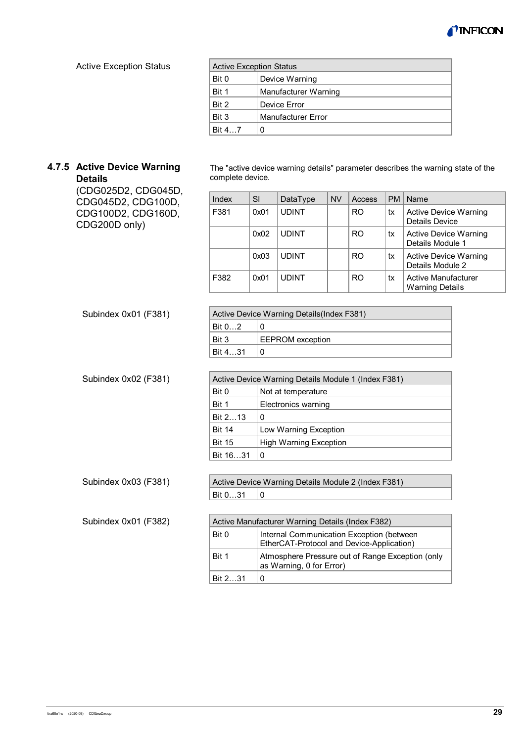Active Exception Status

| Active Exception Status | |
|---|---|
| Bit 0 | Device Warning |
| Bit 1 | Manufacturer Warning |
| Bit 2 | Device Error |
| Bit 3 | Manufacturer Error |
| Bit 4…7 | 0 |

### 4.7.5 Active Device Warning Details
(CDG025D2, CDG045D, CDG045D2, CDG100D, CDG100D2, CDG160D, CDG200D only)

The "active device warning details" parameter describes the warning state of the complete device.

| Index | SI | DataType | NV | Access | PM | Name |
|---|---|---|---|---|---|---|
| F381 | 0x01 | UDINT | | RO | tx | Active Device Warning Details Device |
| | 0x02 | UDINT | | RO | tx | Active Device Warning Details Module 1 |
| | 0x03 | UDINT | | RO | tx | Active Device Warning Details Module 2 |
| F382 | 0x01 | UDINT | | RO | tx | Active Manufacturer Warning Details |

Subindex 0x01 (F381)

| Active Device Warning Details(Index F381) | |
|---|---|
| Bit 0…2 | 0 |
| Bit 3 | EEPROM exception |
| Bit 4…31 | 0 |

Subindex 0x02 (F381)

| Active Device Warning Details Module 1 (Index F381) | |
|---|---|
| Bit 0 | Not at temperature |
| Bit 1 | Electronics warning |
| Bit 2…13 | 0 |
| Bit 14 | Low Warning Exception |
| Bit 15 | High Warning Exception |
| Bit 16…31 | 0 |

Subindex 0x03 (F381)

| Active Device Warning Details Module 2 (Index F381) | |
|---|---|
| Bit 0…31 | 0 |

Subindex 0x01 (F382)

| Active Manufacturer Warning Details (Index F382) | |
|---|---|
| Bit 0 | Internal Communication Exception (between EtherCAT-Protocol and Device-Application) |
| Bit 1 | Atmosphere Pressure out of Range Exception (only as Warning, 0 for Error) |
| Bit 2…31 | 0 |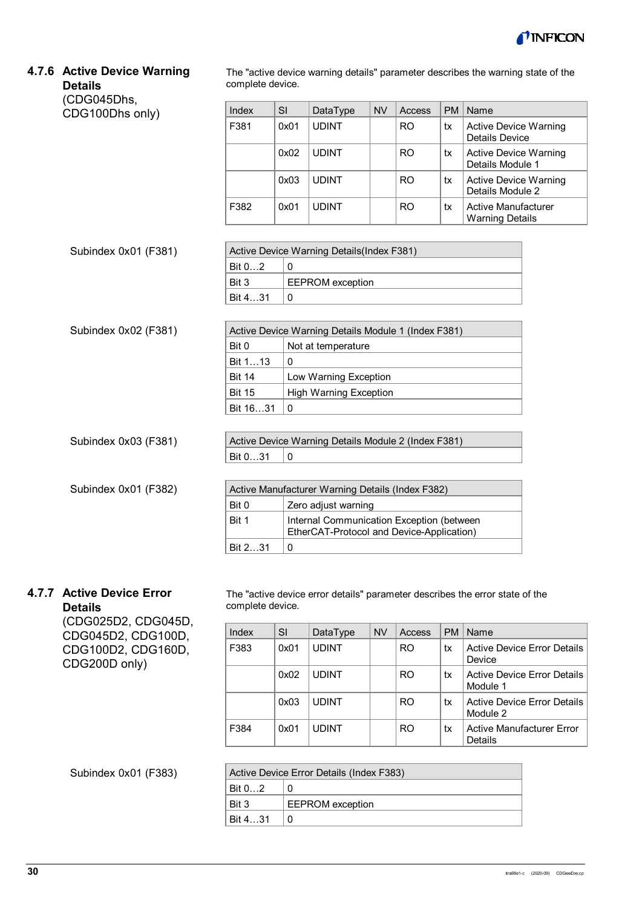### 4.7.6 Active Device Warning Details (CDG045Dhs, CDG100Dhs only)

The "active device warning details" parameter describes the warning state of the complete device.

| Index | SI | DataType | NV | Access | PM | Name |
|---|---|---|---|---|---|---|
| F381 | 0x01 | UDINT | | RO | tx | Active Device Warning Details Device |
| | 0x02 | UDINT | | RO | tx | Active Device Warning Details Module 1 |
| | 0x03 | UDINT | | RO | tx | Active Device Warning Details Module 2 |
| F382 | 0x01 | UDINT | | RO | tx | Active Manufacturer Warning Details |

Subindex 0x01 (F381)

| Active Device Warning Details(Index F381) | |
|---|---|
| Bit 0…2 | 0 |
| Bit 3 | EEPROM exception |
| Bit 4…31 | 0 |

Subindex 0x02 (F381)

| Active Device Warning Details Module 1 (Index F381) | |
|---|---|
| Bit 0 | Not at temperature |
| Bit 1…13 | 0 |
| Bit 14 | Low Warning Exception |
| Bit 15 | High Warning Exception |
| Bit 16…31 | 0 |

Subindex 0x03 (F381)

| Active Device Warning Details Module 2 (Index F381) | |
|---|---|
| Bit 0…31 | 0 |

Subindex 0x01 (F382)

| Active Manufacturer Warning Details (Index F382) | |
|---|---|
| Bit 0 | Zero adjust warning |
| Bit 1 | Internal Communication Exception (between EtherCAT-Protocol and Device-Application) |
| Bit 2…31 | 0 |

### 4.7.7 Active Device Error Details (CDG025D2, CDG045D, CDG045D2, CDG100D, CDG100D2, CDG160D, CDG200D only)

The "active device error details" parameter describes the error state of the complete device.

| Index | SI | DataType | NV | Access | PM | Name |
|---|---|---|---|---|---|---|
| F383 | 0x01 | UDINT | | RO | tx | Active Device Error Details Device |
| | 0x02 | UDINT | | RO | tx | Active Device Error Details Module 1 |
| | 0x03 | UDINT | | RO | tx | Active Device Error Details Module 2 |
| F384 | 0x01 | UDINT | | RO | tx | Active Manufacturer Error Details |

Subindex 0x01 (F383)

| Active Device Error Details (Index F383) | |
|---|---|
| Bit 0…2 | 0 |
| Bit 3 | EEPROM exception |
| Bit 4…31 | 0 |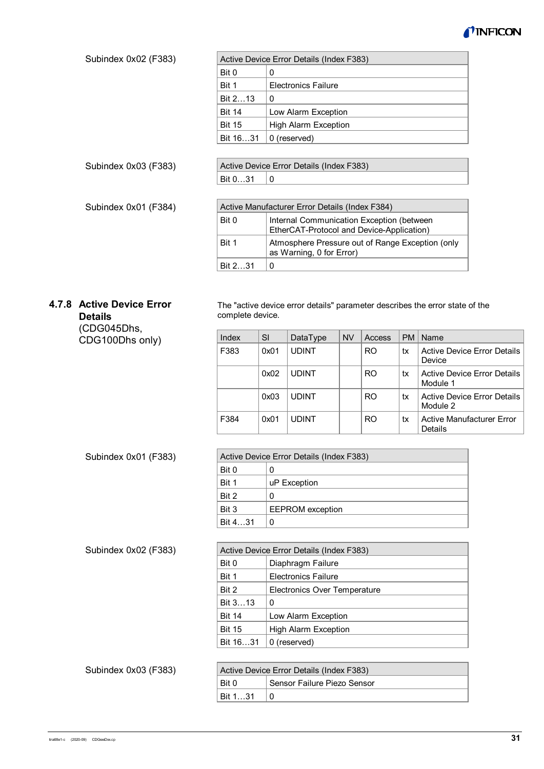Subindex 0x02 (F383)

| Active Device Error Details (Index F383) | |
|---|---|
| Bit 0 | 0 |
| Bit 1 | Electronics Failure |
| Bit 2…13 | 0 |
| Bit 14 | Low Alarm Exception |
| Bit 15 | High Alarm Exception |
| Bit 16…31 | 0 (reserved) |

Subindex 0x03 (F383)

| Active Device Error Details (Index F383) | |
|---|---|
| Bit 0…31 | 0 |

Subindex 0x01 (F384)

| Active Manufacturer Error Details (Index F384) | |
|---|---|
| Bit 0 | Internal Communication Exception (between EtherCAT-Protocol and Device-Application) |
| Bit 1 | Atmosphere Pressure out of Range Exception (only as Warning, 0 for Error) |
| Bit 2…31 | 0 |

### 4.7.8 Active Device Error Details (CDG045Dhs, CDG100Dhs only)

The "active device error details" parameter describes the error state of the complete device.

| Index | SI | DataType | NV | Access | PM | Name |
|---|---|---|---|---|---|---|
| F383 | 0x01 | UDINT | | RO | tx | Active Device Error Details Device |
| | 0x02 | UDINT | | RO | tx | Active Device Error Details Module 1 |
| | 0x03 | UDINT | | RO | tx | Active Device Error Details Module 2 |
| F384 | 0x01 | UDINT | | RO | tx | Active Manufacturer Error Details |

Subindex 0x01 (F383)

| Active Device Error Details (Index F383) | |
|---|---|
| Bit 0 | 0 |
| Bit 1 | uP Exception |
| Bit 2 | 0 |
| Bit 3 | EEPROM exception |
| Bit 4…31 | 0 |

Subindex 0x02 (F383)

| Active Device Error Details (Index F383) | |
|---|---|
| Bit 0 | Diaphragm Failure |
| Bit 1 | Electronics Failure |
| Bit 2 | Electronics Over Temperature |
| Bit 3…13 | 0 |
| Bit 14 | Low Alarm Exception |
| Bit 15 | High Alarm Exception |
| Bit 16…31 | 0 (reserved) |

Subindex 0x03 (F383)

| Active Device Error Details (Index F383) | |
|---|---|
| Bit 0 | Sensor Failure Piezo Sensor |
| Bit 1…31 | 0 |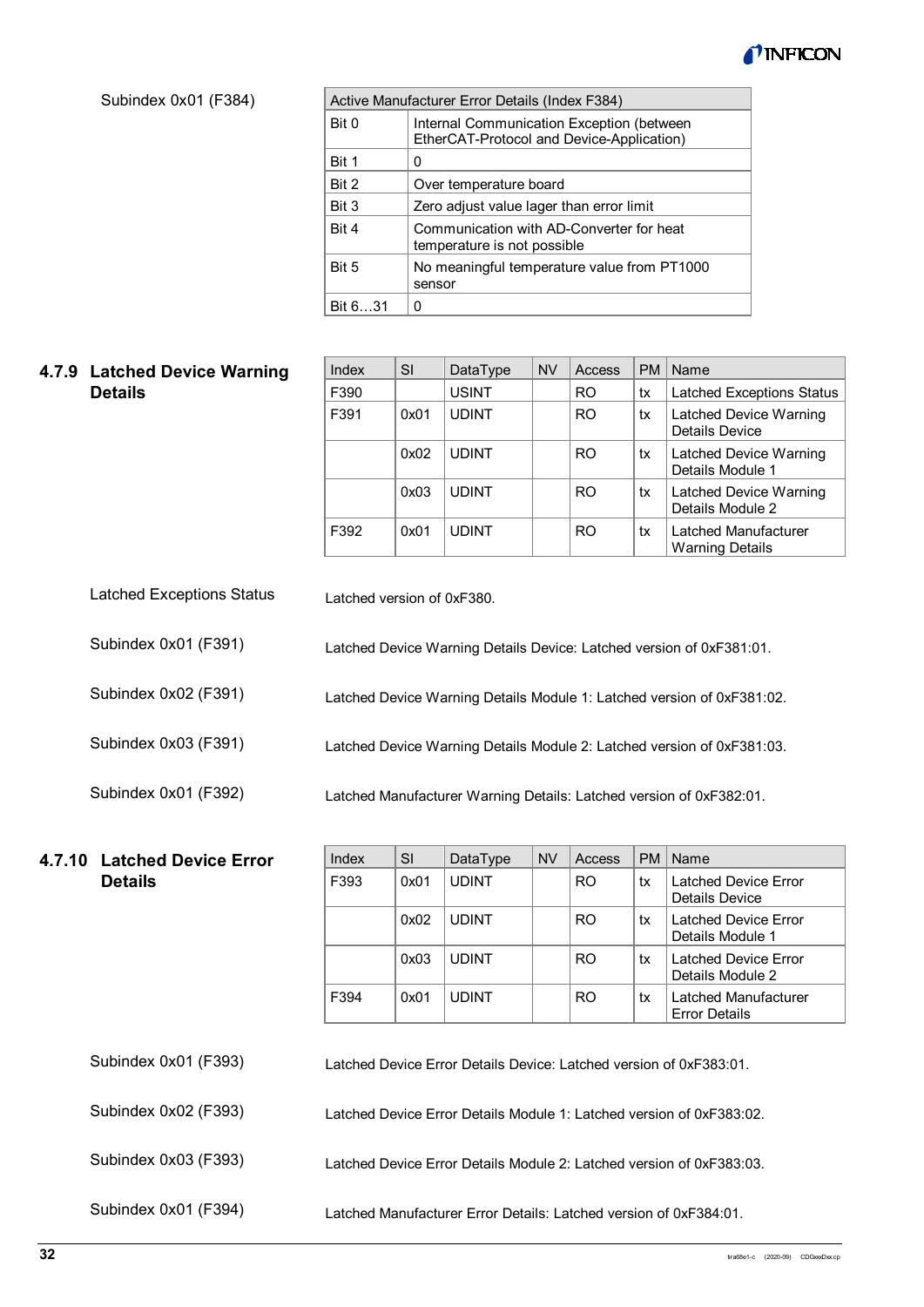Subindex 0x01 (F384)

| Active Manufacturer Error Details (Index F384) | |
|---|---|
| Bit 0 | Internal Communication Exception (between EtherCAT-Protocol and Device-Application) |
| Bit 1 | 0 |
| Bit 2 | Over temperature board |
| Bit 3 | Zero adjust value lager than error limit |
| Bit 4 | Communication with AD-Converter for heat temperature is not possible |
| Bit 5 | No meaningful temperature value from PT1000 sensor |
| Bit 6…31 | 0 |

### 4.7.9 Latched Device Warning Details

| Index | SI | DataType | NV | Access | PM | Name |
|---|---|---|---|---|---|---|
| F390 | | USINT | | RO | tx | Latched Exceptions Status |
| F391 | 0x01 | UDINT | | RO | tx | Latched Device Warning Details Device |
| | 0x02 | UDINT | | RO | tx | Latched Device Warning Details Module 1 |
| | 0x03 | UDINT | | RO | tx | Latched Device Warning Details Module 2 |
| F392 | 0x01 | UDINT | | RO | tx | Latched Manufacturer Warning Details |

Latched Exceptions Status

Latched version of 0xF380.

Subindex 0x01 (F391)

Latched Device Warning Details Device: Latched version of 0xF381:01.

Subindex 0x02 (F391)

Latched Device Warning Details Module 1: Latched version of 0xF381:02.

Subindex 0x03 (F391)

Latched Device Warning Details Module 2: Latched version of 0xF381:03.

Subindex 0x01 (F392)

Latched Manufacturer Warning Details: Latched version of 0xF382:01.

### 4.7.10 Latched Device Error Details

| Index | SI | DataType | NV | Access | PM | Name |
|---|---|---|---|---|---|---|
| F393 | 0x01 | UDINT | | RO | tx | Latched Device Error Details Device |
| | 0x02 | UDINT | | RO | tx | Latched Device Error Details Module 1 |
| | 0x03 | UDINT | | RO | tx | Latched Device Error Details Module 2 |
| F394 | 0x01 | UDINT | | RO | tx | Latched Manufacturer Error Details |

Subindex 0x01 (F393)

Latched Device Error Details Device: Latched version of 0xF383:01.

Subindex 0x02 (F393)

Latched Device Error Details Module 1: Latched version of 0xF383:02.

Subindex 0x03 (F393)

Latched Device Error Details Module 2: Latched version of 0xF383:03.

Subindex 0x01 (F394)

Latched Manufacturer Error Details: Latched version of 0xF384:01.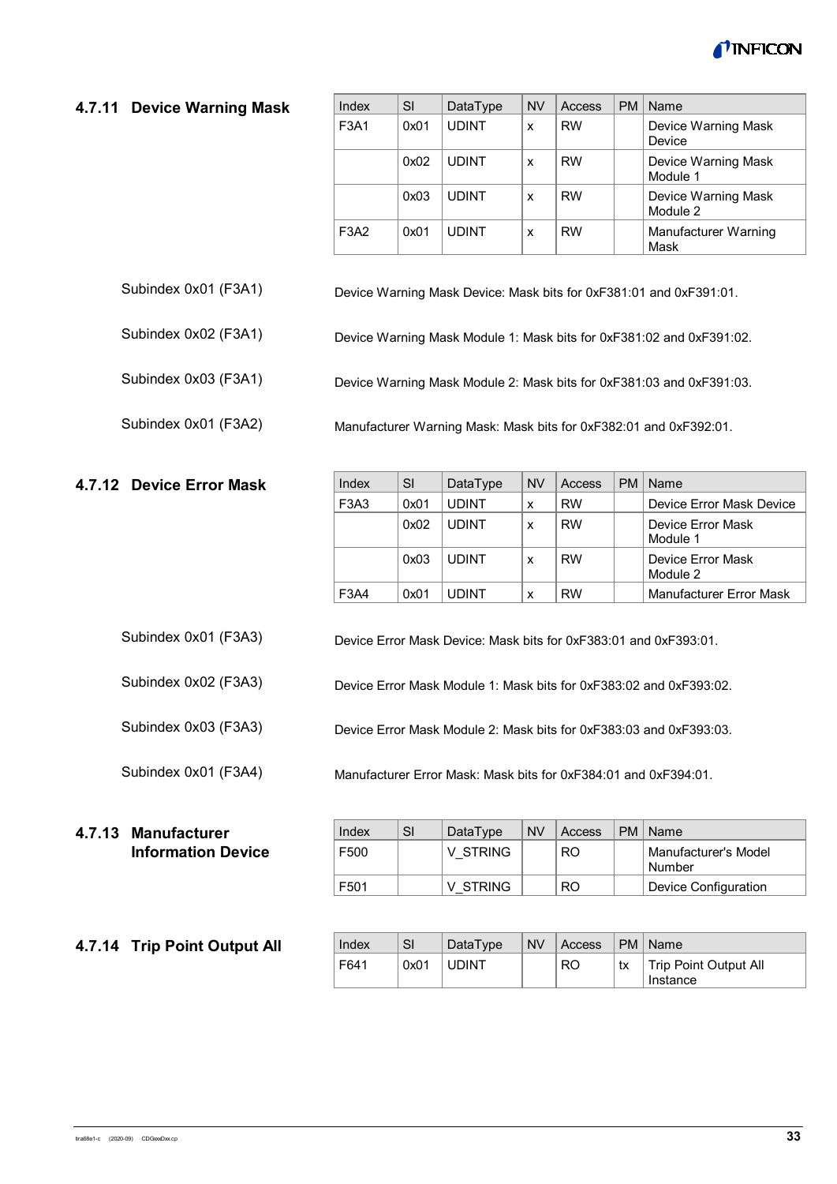### 4.7.11 Device Warning Mask

| Index | SI | DataType | NV | Access | PM | Name |
|---|---|---|---|---|---|---|
| F3A1 | 0x01 | UDINT | x | RW | | Device Warning Mask Device |
| | 0x02 | UDINT | x | RW | | Device Warning Mask Module 1 |
| | 0x03 | UDINT | x | RW | | Device Warning Mask Module 2 |
| F3A2 | 0x01 | UDINT | x | RW | | Manufacturer Warning Mask |

Subindex 0x01 (F3A1) — Device Warning Mask Device: Mask bits for 0xF381:01 and 0xF391:01.

Subindex 0x02 (F3A1) — Device Warning Mask Module 1: Mask bits for 0xF381:02 and 0xF391:02.

Subindex 0x03 (F3A1) — Device Warning Mask Module 2: Mask bits for 0xF381:03 and 0xF391:03.

Subindex 0x01 (F3A2) — Manufacturer Warning Mask: Mask bits for 0xF382:01 and 0xF392:01.

### 4.7.12 Device Error Mask

| Index | SI | DataType | NV | Access | PM | Name |
|---|---|---|---|---|---|---|
| F3A3 | 0x01 | UDINT | x | RW | | Device Error Mask Device |
| | 0x02 | UDINT | x | RW | | Device Error Mask Module 1 |
| | 0x03 | UDINT | x | RW | | Device Error Mask Module 2 |
| F3A4 | 0x01 | UDINT | x | RW | | Manufacturer Error Mask |

Subindex 0x01 (F3A3) — Device Error Mask Device: Mask bits for 0xF383:01 and 0xF393:01.

Subindex 0x02 (F3A3) — Device Error Mask Module 1: Mask bits for 0xF383:02 and 0xF393:02.

Subindex 0x03 (F3A3) — Device Error Mask Module 2: Mask bits for 0xF383:03 and 0xF393:03.

Subindex 0x01 (F3A4) — Manufacturer Error Mask: Mask bits for 0xF384:01 and 0xF394:01.

### 4.7.13 Manufacturer Information Device

| Index | SI | DataType | NV | Access | PM | Name |
|---|---|---|---|---|---|---|
| F500 | | V_STRING | | RO | | Manufacturer's Model Number |
| F501 | | V_STRING | | RO | | Device Configuration |

### 4.7.14 Trip Point Output All

| Index | SI | DataType | NV | Access | PM | Name |
|---|---|---|---|---|---|---|
| F641 | 0x01 | UDINT | | RO | tx | Trip Point Output All Instance |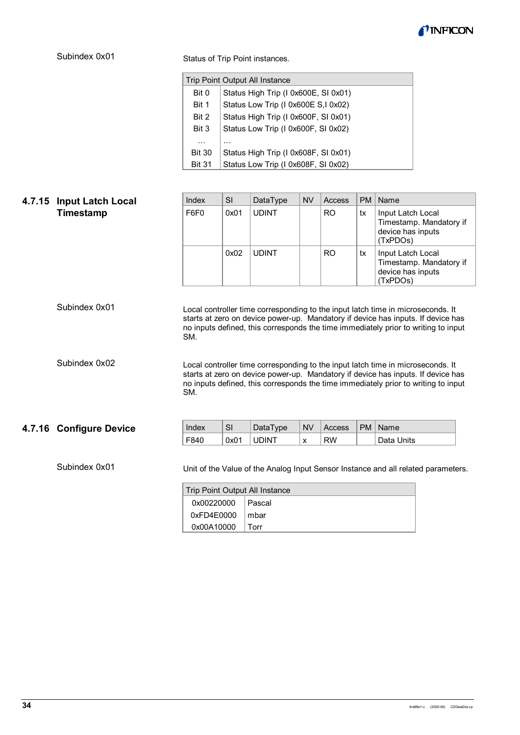Subindex 0x01

Status of Trip Point instances.

| Trip Point Output All Instance | |
|---|---|
| Bit 0 | Status High Trip (I 0x600E, SI 0x01) |
| Bit 1 | Status Low Trip (I 0x600E S,I 0x02) |
| Bit 2 | Status High Trip (I 0x600F, SI 0x01) |
| Bit 3 | Status Low Trip (I 0x600F, SI 0x02) |
| … | … |
| Bit 30 | Status High Trip (I 0x608F, SI 0x01) |
| Bit 31 | Status Low Trip (I 0x608F, SI 0x02) |

### 4.7.15 Input Latch Local Timestamp

| Index | SI | DataType | NV | Access | PM | Name |
|---|---|---|---|---|---|---|
| F6F0 | 0x01 | UDINT | | RO | tx | Input Latch Local Timestamp. Mandatory if device has inputs (TxPDOs) |
| | 0x02 | UDINT | | RO | tx | Input Latch Local Timestamp. Mandatory if device has inputs (TxPDOs) |

Subindex 0x01

Local controller time corresponding to the input latch time in microseconds. It starts at zero on device power-up. Mandatory if device has inputs. If device has no inputs defined, this corresponds the time immediately prior to writing to input SM.

Subindex 0x02

Local controller time corresponding to the input latch time in microseconds. It starts at zero on device power-up. Mandatory if device has inputs. If device has no inputs defined, this corresponds the time immediately prior to writing to input SM.

### 4.7.16 Configure Device

| Index | SI | DataType | NV | Access | PM | Name |
|---|---|---|---|---|---|---|
| F840 | 0x01 | UDINT | x | RW | | Data Units |

Subindex 0x01

Unit of the Value of the Analog Input Sensor Instance and all related parameters.

| Trip Point Output All Instance | |
|---|---|
| 0x00220000 | Pascal |
| 0xFD4E0000 | mbar |
| 0x00A10000 | Torr |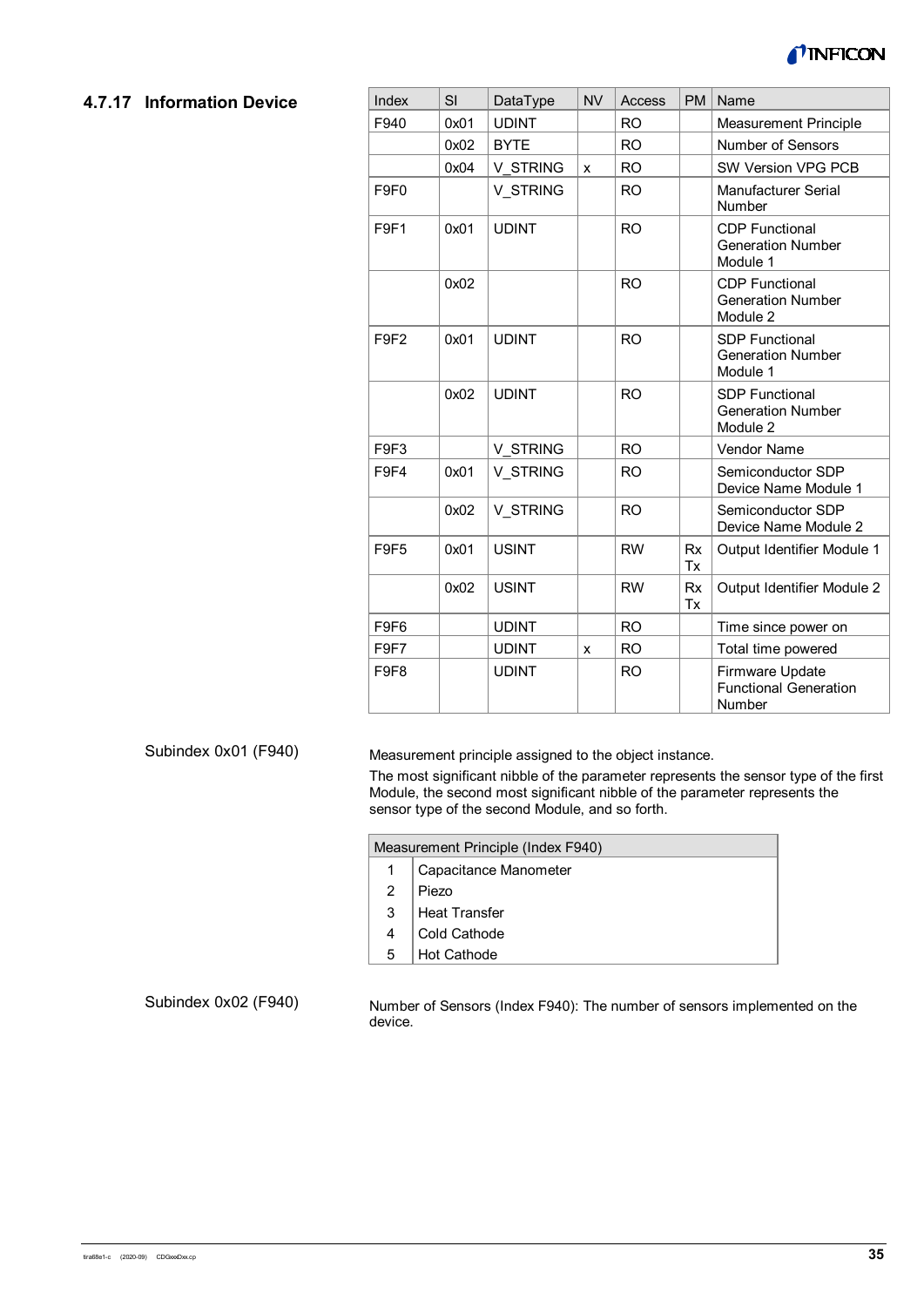### 4.7.17 Information Device

| Index | SI | DataType | NV | Access | PM | Name |
|---|---|---|---|---|---|---|
| F940 | 0x01 | UDINT | | RO | | Measurement Principle |
| | 0x02 | BYTE | | RO | | Number of Sensors |
| | 0x04 | V_STRING | x | RO | | SW Version VPG PCB |
| F9F0 | | V_STRING | | RO | | Manufacturer Serial Number |
| F9F1 | 0x01 | UDINT | | RO | | CDP Functional Generation Number Module 1 |
| | 0x02 | | | RO | | CDP Functional Generation Number Module 2 |
| F9F2 | 0x01 | UDINT | | RO | | SDP Functional Generation Number Module 1 |
| | 0x02 | UDINT | | RO | | SDP Functional Generation Number Module 2 |
| F9F3 | | V_STRING | | RO | | Vendor Name |
| F9F4 | 0x01 | V_STRING | | RO | | Semiconductor SDP Device Name Module 1 |
| | 0x02 | V_STRING | | RO | | Semiconductor SDP Device Name Module 2 |
| F9F5 | 0x01 | USINT | | RW | Rx Tx | Output Identifier Module 1 |
| | 0x02 | USINT | | RW | Rx Tx | Output Identifier Module 2 |
| F9F6 | | UDINT | | RO | | Time since power on |
| F9F7 | | UDINT | x | RO | | Total time powered |
| F9F8 | | UDINT | | RO | | Firmware Update Functional Generation Number |

**Subindex 0x01 (F940)**

Measurement principle assigned to the object instance.

The most significant nibble of the parameter represents the sensor type of the first Module, the second most significant nibble of the parameter represents the sensor type of the second Module, and so forth.

| Measurement Principle (Index F940) | |
|---|---|
| 1 | Capacitance Manometer |
| 2 | Piezo |
| 3 | Heat Transfer |
| 4 | Cold Cathode |
| 5 | Hot Cathode |

**Subindex 0x02 (F940)**

Number of Sensors (Index F940): The number of sensors implemented on the device.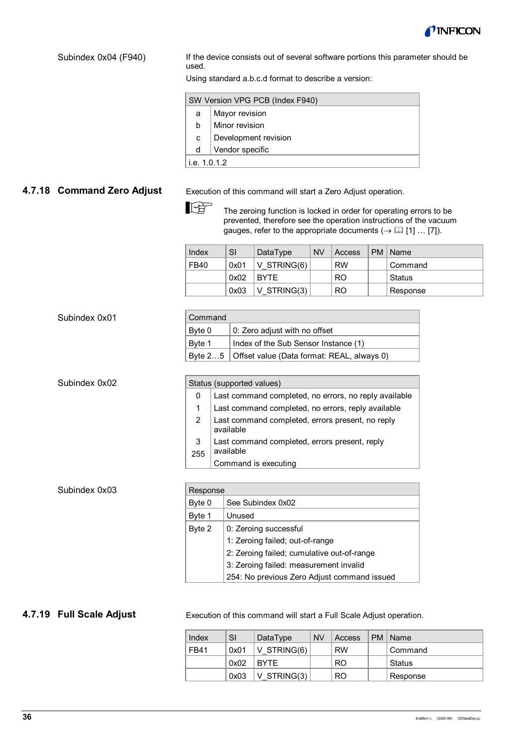Subindex 0x04 (F940)

If the device consists out of several software portions this parameter should be used.

Using standard a.b.c.d format to describe a version:

| SW Version VPG PCB (Index F940) | |
|---|---|
| a | Mayor revision |
| b | Minor revision |
| c | Development revision |
| d | Vendor specific |
| i.e. 1.0.1.2 | |

### 4.7.18 Command Zero Adjust

Execution of this command will start a Zero Adjust operation.

> The zeroing function is locked in order for operating errors to be prevented, therefore see the operation instructions of the vacuum gauges, refer to the appropriate documents (→ 🕮 [1] … [7]).

| Index | SI | DataType | NV | Access | PM | Name |
|---|---|---|---|---|---|---|
| FB40 | 0x01 | V_STRING(6) | | RW | | Command |
| | 0x02 | BYTE | | RO | | Status |
| | 0x03 | V_STRING(3) | | RO | | Response |

Subindex 0x01

| Command | |
|---|---|
| Byte 0 | 0: Zero adjust with no offset |
| Byte 1 | Index of the Sub Sensor Instance (1) |
| Byte 2…5 | Offset value (Data format: REAL, always 0) |

Subindex 0x02

| Status (supported values) | |
|---|---|
| 0 | Last command completed, no errors, no reply available |
| 1 | Last command completed, no errors, reply available |
| 2 | Last command completed, errors present, no reply available |
| 3 | Last command completed, errors present, reply available |
| 255 | Command is executing |

Subindex 0x03

| Response | |
|---|---|
| Byte 0 | See Subindex 0x02 |
| Byte 1 | Unused |
| Byte 2 | 0: Zeroing successful<br>1: Zeroing failed; out-of-range<br>2: Zeroing failed; cumulative out-of-range<br>3: Zeroing failed: measurement invalid<br>254: No previous Zero Adjust command issued |

### 4.7.19 Full Scale Adjust

Execution of this command will start a Full Scale Adjust operation.

| Index | SI | DataType | NV | Access | PM | Name |
|---|---|---|---|---|---|---|
| FB41 | 0x01 | V_STRING(6) | | RW | | Command |
| | 0x02 | BYTE | | RO | | Status |
| | 0x03 | V_STRING(3) | | RO | | Response |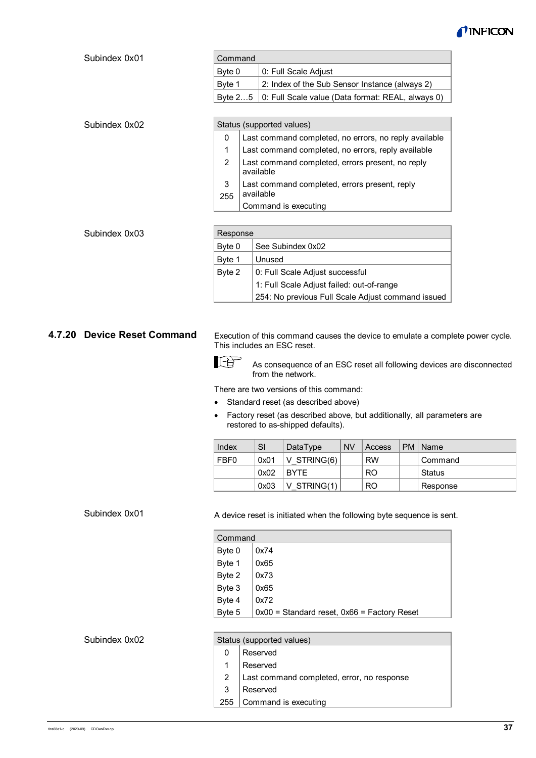Subindex 0x01

| Command | |
|---|---|
| Byte 0 | 0: Full Scale Adjust |
| Byte 1 | 2: Index of the Sub Sensor Instance (always 2) |
| Byte 2…5 | 0: Full Scale value (Data format: REAL, always 0) |

Subindex 0x02

| Status (supported values) | |
|---|---|
| 0 | Last command completed, no errors, no reply available |
| 1 | Last command completed, no errors, reply available |
| 2 | Last command completed, errors present, no reply available |
| 3 | Last command completed, errors present, reply available |
| 255 | Command is executing |

Subindex 0x03

| Response | |
|---|---|
| Byte 0 | See Subindex 0x02 |
| Byte 1 | Unused |
| Byte 2 | 0: Full Scale Adjust successful<br>1: Full Scale Adjust failed: out-of-range<br>254: No previous Full Scale Adjust command issued |

### 4.7.20 Device Reset Command

Execution of this command causes the device to emulate a complete power cycle. This includes an ESC reset.

> As consequence of an ESC reset all following devices are disconnected from the network.

There are two versions of this command:

- Standard reset (as described above)
- Factory reset (as described above, but additionally, all parameters are restored to as-shipped defaults).

| Index | SI | DataType | NV | Access | PM | Name |
|---|---|---|---|---|---|---|
| FBF0 | 0x01 | V_STRING(6) | | RW | | Command |
| | 0x02 | BYTE | | RO | | Status |
| | 0x03 | V_STRING(1) | | RO | | Response |

Subindex 0x01

A device reset is initiated when the following byte sequence is sent.

| Command | |
|---|---|
| Byte 0 | 0x74 |
| Byte 1 | 0x65 |
| Byte 2 | 0x73 |
| Byte 3 | 0x65 |
| Byte 4 | 0x72 |
| Byte 5 | 0x00 = Standard reset, 0x66 = Factory Reset |

Subindex 0x02

| Status (supported values) | |
|---|---|
| 0 | Reserved |
| 1 | Reserved |
| 2 | Last command completed, error, no response |
| 3 | Reserved |
| 255 | Command is executing |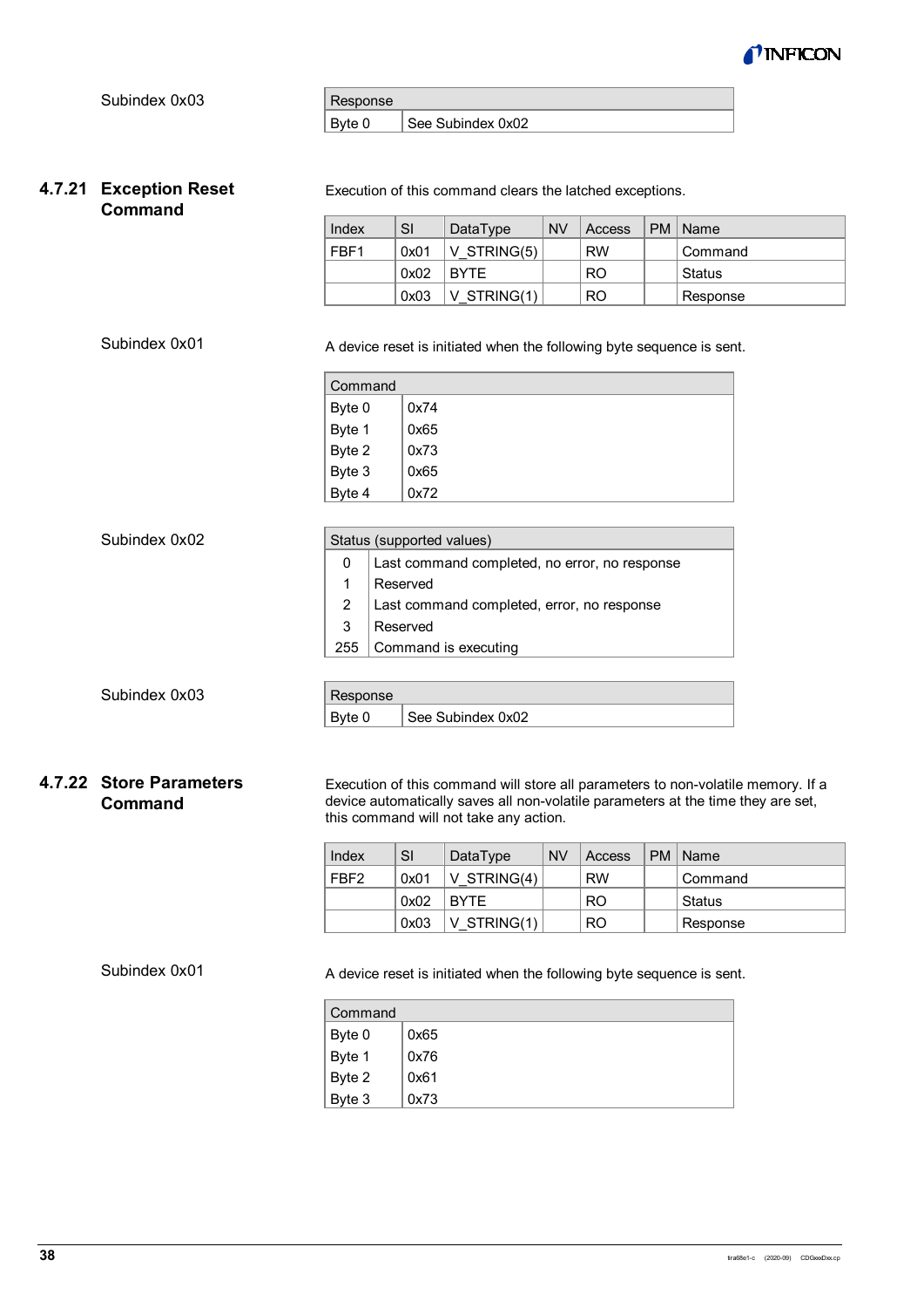Subindex 0x03

| Response | |
|---|---|
| Byte 0 | See Subindex 0x02 |

### 4.7.21 Exception Reset Command

Execution of this command clears the latched exceptions.

| Index | SI | DataType | NV | Access | PM | Name |
|---|---|---|---|---|---|---|
| FBF1 | 0x01 | V_STRING(5) | | RW | | Command |
| | 0x02 | BYTE | | RO | | Status |
| | 0x03 | V_STRING(1) | | RO | | Response |

Subindex 0x01

A device reset is initiated when the following byte sequence is sent.

| Command | |
|---|---|
| Byte 0 | 0x74 |
| Byte 1 | 0x65 |
| Byte 2 | 0x73 |
| Byte 3 | 0x65 |
| Byte 4 | 0x72 |

Subindex 0x02

| Status (supported values) | |
|---|---|
| 0 | Last command completed, no error, no response |
| 1 | Reserved |
| 2 | Last command completed, error, no response |
| 3 | Reserved |
| 255 | Command is executing |

Subindex 0x03

| Response | |
|---|---|
| Byte 0 | See Subindex 0x02 |

### 4.7.22 Store Parameters Command

Execution of this command will store all parameters to non-volatile memory. If a device automatically saves all non-volatile parameters at the time they are set, this command will not take any action.

| Index | SI | DataType | NV | Access | PM | Name |
|---|---|---|---|---|---|---|
| FBF2 | 0x01 | V_STRING(4) | | RW | | Command |
| | 0x02 | BYTE | | RO | | Status |
| | 0x03 | V_STRING(1) | | RO | | Response |

Subindex 0x01

A device reset is initiated when the following byte sequence is sent.

| Command | |
|---|---|
| Byte 0 | 0x65 |
| Byte 1 | 0x76 |
| Byte 2 | 0x61 |
| Byte 3 | 0x73 |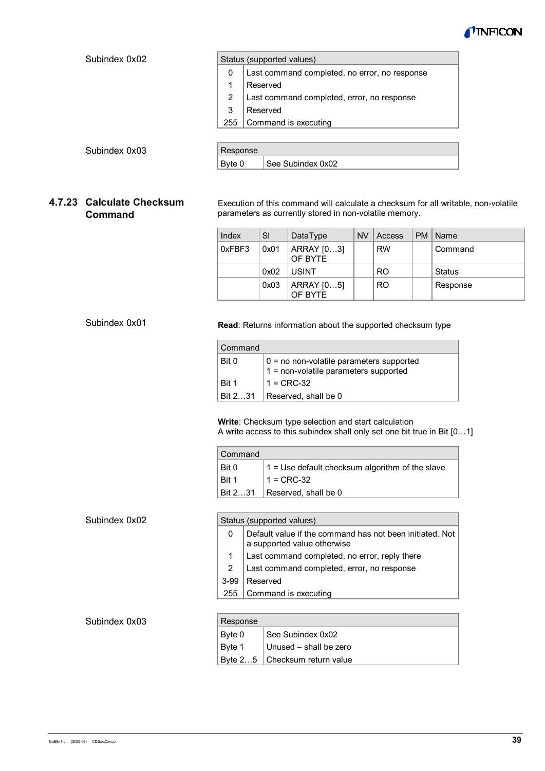Subindex 0x02

| Status (supported values) | |
|---|---|
| 0 | Last command completed, no error, no response |
| 1 | Reserved |
| 2 | Last command completed, error, no response |
| 3 | Reserved |
| 255 | Command is executing |

Subindex 0x03

| Response | |
|---|---|
| Byte 0 | See Subindex 0x02 |

### 4.7.23 Calculate Checksum Command

Execution of this command will calculate a checksum for all writable, non-volatile parameters as currently stored in non-volatile memory.

| Index | SI | DataType | NV | Access | PM | Name |
|---|---|---|---|---|---|---|
| 0xFBF3 | 0x01 | ARRAY [0…3] OF BYTE | | RW | | Command |
| | 0x02 | USINT | | RO | | Status |
| | 0x03 | ARRAY [0…5] OF BYTE | | RO | | Response |

Subindex 0x01

**Read**: Returns information about the supported checksum type

| Command | |
|---|---|
| Bit 0 | 0 = no non-volatile parameters supported<br>1 = non-volatile parameters supported |
| Bit 1 | 1 = CRC-32 |
| Bit 2…31 | Reserved, shall be 0 |

**Write**: Checksum type selection and start calculation
A write access to this subindex shall only set one bit true in Bit [0…1]

| Command | |
|---|---|
| Bit 0 | 1 = Use default checksum algorithm of the slave |
| Bit 1 | 1 = CRC-32 |
| Bit 2…31 | Reserved, shall be 0 |

Subindex 0x02

| Status (supported values) | |
|---|---|
| 0 | Default value if the command has not been initiated. Not a supported value otherwise |
| 1 | Last command completed, no error, reply there |
| 2 | Last command completed, error, no response |
| 3-99 | Reserved |
| 255 | Command is executing |

Subindex 0x03

| Response | |
|---|---|
| Byte 0 | See Subindex 0x02 |
| Byte 1 | Unused – shall be zero |
| Byte 2…5 | Checksum return value |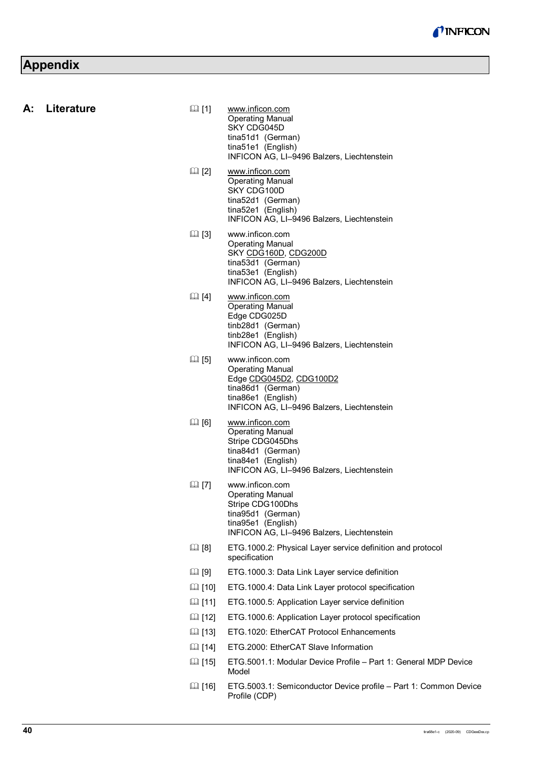# Appendix

## A: Literature

📖 [1] www.inficon.com
Operating Manual
SKY CDG045D
tina51d1 (German)
tina51e1 (English)
INFICON AG, LI–9496 Balzers, Liechtenstein

📖 [2] www.inficon.com
Operating Manual
SKY CDG100D
tina52d1 (German)
tina52e1 (English)
INFICON AG, LI–9496 Balzers, Liechtenstein

📖 [3] www.inficon.com
Operating Manual
SKY CDG160D, CDG200D
tina53d1 (German)
tina53e1 (English)
INFICON AG, LI–9496 Balzers, Liechtenstein

📖 [4] www.inficon.com
Operating Manual
Edge CDG025D
tinb28d1 (German)
tinb28e1 (English)
INFICON AG, LI–9496 Balzers, Liechtenstein

📖 [5] www.inficon.com
Operating Manual
Edge CDG045D2, CDG100D2
tina86d1 (German)
tina86e1 (English)
INFICON AG, LI–9496 Balzers, Liechtenstein

📖 [6] www.inficon.com
Operating Manual
Stripe CDG045Dhs
tina84d1 (German)
tina84e1 (English)
INFICON AG, LI–9496 Balzers, Liechtenstein

📖 [7] www.inficon.com
Operating Manual
Stripe CDG100Dhs
tina95d1 (German)
tina95e1 (English)
INFICON AG, LI–9496 Balzers, Liechtenstein

📖 [8] ETG.1000.2: Physical Layer service definition and protocol specification

📖 [9] ETG.1000.3: Data Link Layer service definition

📖 [10] ETG.1000.4: Data Link Layer protocol specification

📖 [11] ETG.1000.5: Application Layer service definition

📖 [12] ETG.1000.6: Application Layer protocol specification

📖 [13] ETG.1020: EtherCAT Protocol Enhancements

📖 [14] ETG.2000: EtherCAT Slave Information

📖 [15] ETG.5001.1: Modular Device Profile – Part 1: General MDP Device Model

📖 [16] ETG.5003.1: Semiconductor Device profile – Part 1: Common Device Profile (CDP)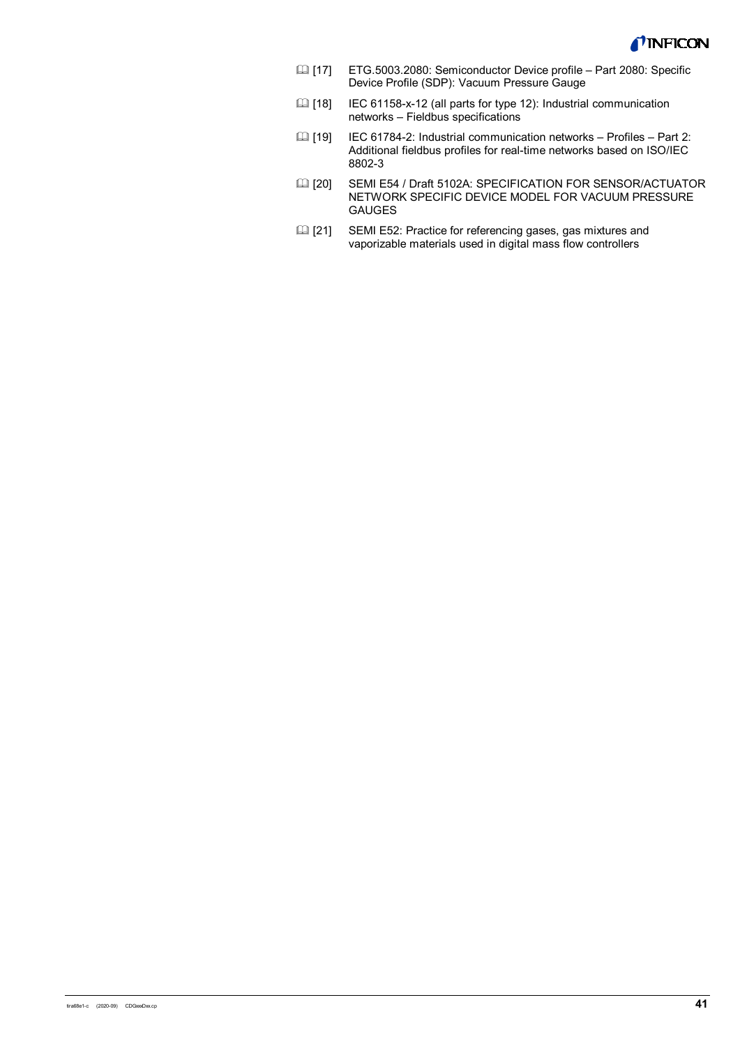📖 [17] ETG.5003.2080: Semiconductor Device profile – Part 2080: Specific Device Profile (SDP): Vacuum Pressure Gauge

📖 [18] IEC 61158-x-12 (all parts for type 12): Industrial communication networks – Fieldbus specifications

📖 [19] IEC 61784-2: Industrial communication networks – Profiles – Part 2: Additional fieldbus profiles for real-time networks based on ISO/IEC 8802-3

📖 [20] SEMI E54 / Draft 5102A: SPECIFICATION FOR SENSOR/ACTUATOR NETWORK SPECIFIC DEVICE MODEL FOR VACUUM PRESSURE GAUGES

📖 [21] SEMI E52: Practice for referencing gases, gas mixtures and vaporizable materials used in digital mass flow controllers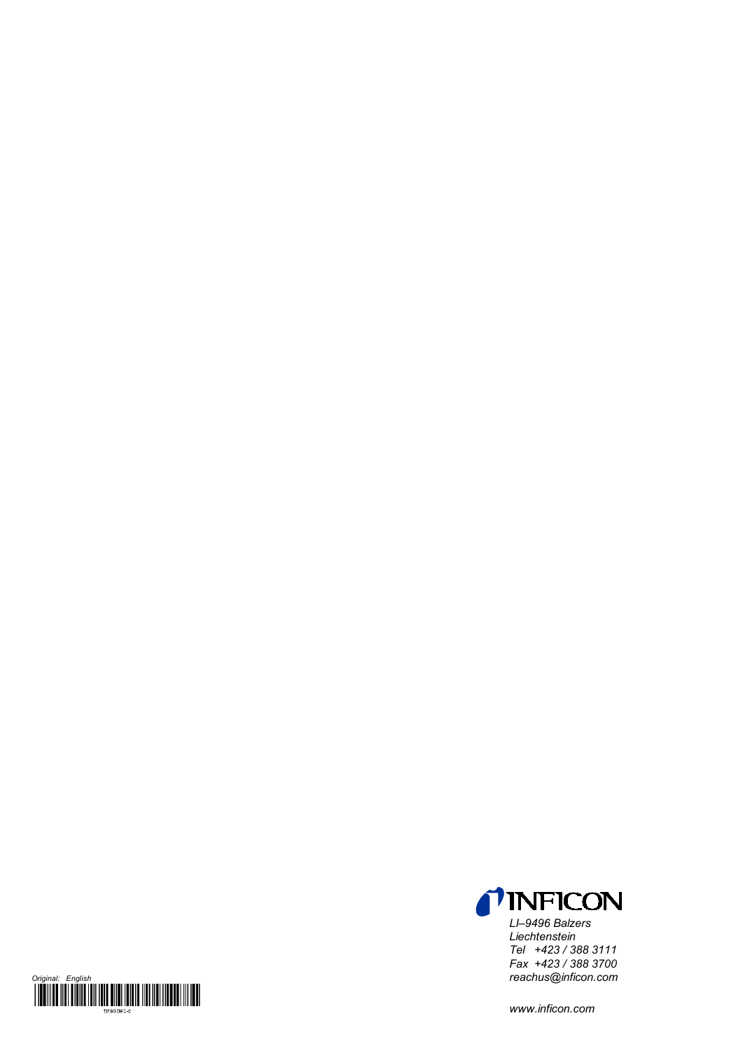INFICON

*LI–9496 Balzers*
*Liechtenstein*
*Tel +423 / 388 3111*
*Fax +423 / 388 3700*
*reachus@inficon.com*

*www.inficon.com*

*Original: English*

tira58e1-c